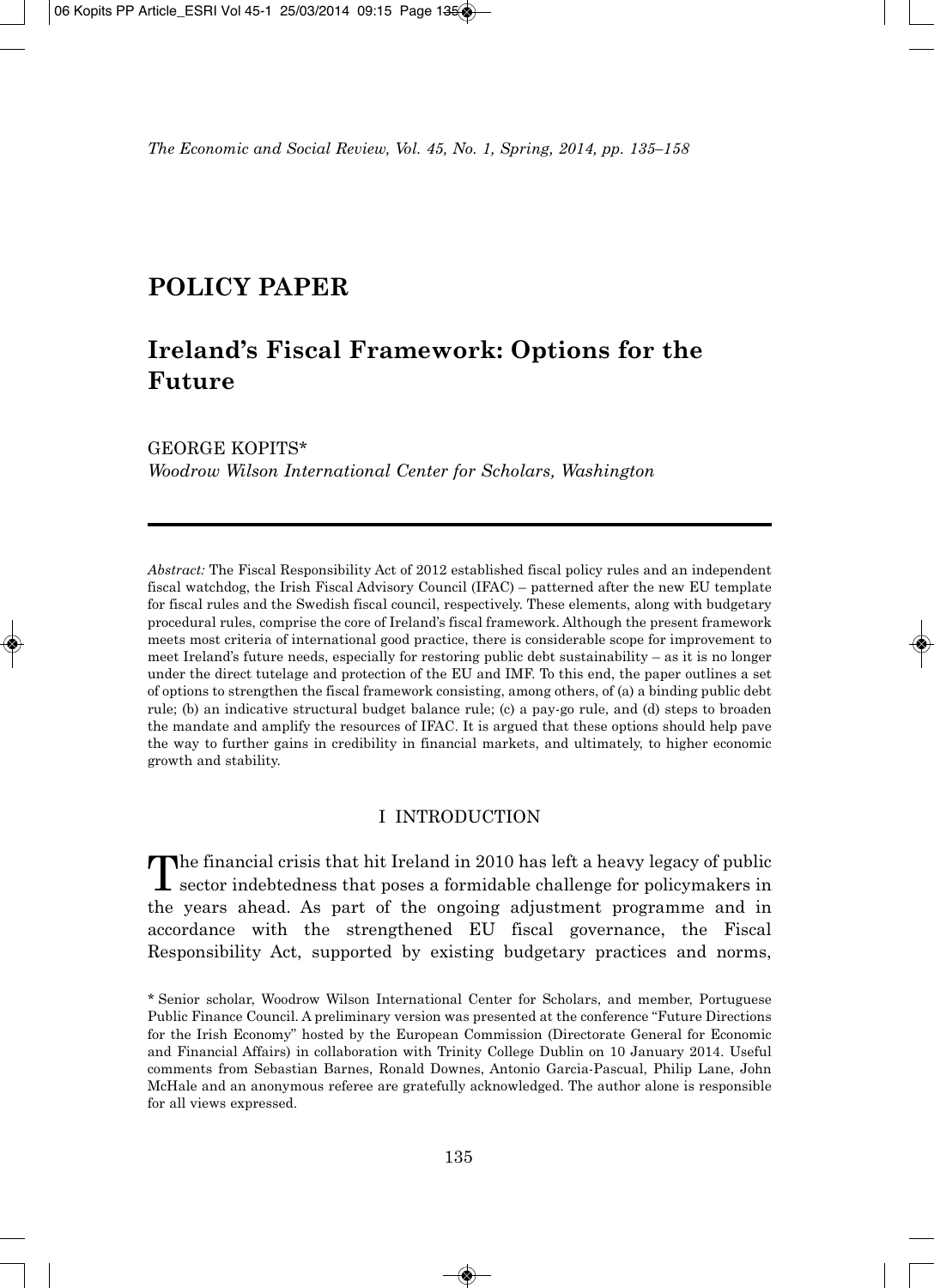# POLICY PAPER

## Ireland's Fiscal Framework: Options for the Future

GEORGE KOPITS*
*Woodrow Wilson International Center for Scholars, Washington*

*Abstract:* The Fiscal Responsibility Act of 2012 established fiscal policy rules and an independent fiscal watchdog, the Irish Fiscal Advisory Council (IFAC) – patterned after the new EU template for fiscal rules and the Swedish fiscal council, respectively. These elements, along with budgetary procedural rules, comprise the core of Ireland's fiscal framework. Although the present framework meets most criteria of international good practice, there is considerable scope for improvement to meet Ireland's future needs, especially for restoring public debt sustainability – as it is no longer under the direct tutelage and protection of the EU and IMF. To this end, the paper outlines a set of options to strengthen the fiscal framework consisting, among others, of (a) a binding public debt rule; (b) an indicative structural budget balance rule; (c) a pay-go rule, and (d) steps to broaden the mandate and amplify the resources of IFAC. It is argued that these options should help pave the way to further gains in credibility in financial markets, and ultimately, to higher economic growth and stability.

### I INTRODUCTION

The financial crisis that hit Ireland in 2010 has left a heavy legacy of public sector indebtedness that poses a formidable challenge for policymakers in the years ahead. As part of the ongoing adjustment programme and in accordance with the strengthened EU fiscal governance, the Fiscal Responsibility Act, supported by existing budgetary practices and norms,

\* Senior scholar, Woodrow Wilson International Center for Scholars, and member, Portuguese Public Finance Council. A preliminary version was presented at the conference "Future Directions for the Irish Economy" hosted by the European Commission (Directorate General for Economic and Financial Affairs) in collaboration with Trinity College Dublin on 10 January 2014. Useful comments from Sebastian Barnes, Ronald Downes, Antonio Garcia-Pascual, Philip Lane, John McHale and an anonymous referee are gratefully acknowledged. The author alone is responsible for all views expressed.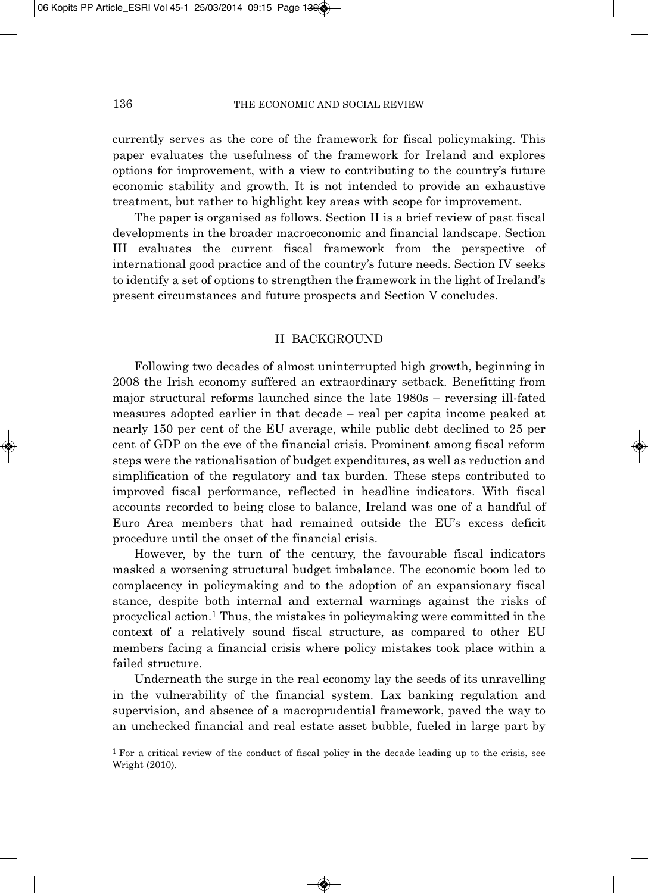currently serves as the core of the framework for fiscal policymaking. This paper evaluates the usefulness of the framework for Ireland and explores options for improvement, with a view to contributing to the country's future economic stability and growth. It is not intended to provide an exhaustive treatment, but rather to highlight key areas with scope for improvement.

The paper is organised as follows. Section II is a brief review of past fiscal developments in the broader macroeconomic and financial landscape. Section III evaluates the current fiscal framework from the perspective of international good practice and of the country's future needs. Section IV seeks to identify a set of options to strengthen the framework in the light of Ireland's present circumstances and future prospects and Section V concludes.

## II BACKGROUND

Following two decades of almost uninterrupted high growth, beginning in 2008 the Irish economy suffered an extraordinary setback. Benefitting from major structural reforms launched since the late 1980s – reversing ill-fated measures adopted earlier in that decade – real per capita income peaked at nearly 150 per cent of the EU average, while public debt declined to 25 per cent of GDP on the eve of the financial crisis. Prominent among fiscal reform steps were the rationalisation of budget expenditures, as well as reduction and simplification of the regulatory and tax burden. These steps contributed to improved fiscal performance, reflected in headline indicators. With fiscal accounts recorded to being close to balance, Ireland was one of a handful of Euro Area members that had remained outside the EU's excess deficit procedure until the onset of the financial crisis.

However, by the turn of the century, the favourable fiscal indicators masked a worsening structural budget imbalance. The economic boom led to complacency in policymaking and to the adoption of an expansionary fiscal stance, despite both internal and external warnings against the risks of procyclical action.[1] Thus, the mistakes in policymaking were committed in the context of a relatively sound fiscal structure, as compared to other EU members facing a financial crisis where policy mistakes took place within a failed structure.

Underneath the surge in the real economy lay the seeds of its unravelling in the vulnerability of the financial system. Lax banking regulation and supervision, and absence of a macroprudential framework, paved the way to an unchecked financial and real estate asset bubble, fueled in large part by

[1] For a critical review of the conduct of fiscal policy in the decade leading up to the crisis, see Wright (2010).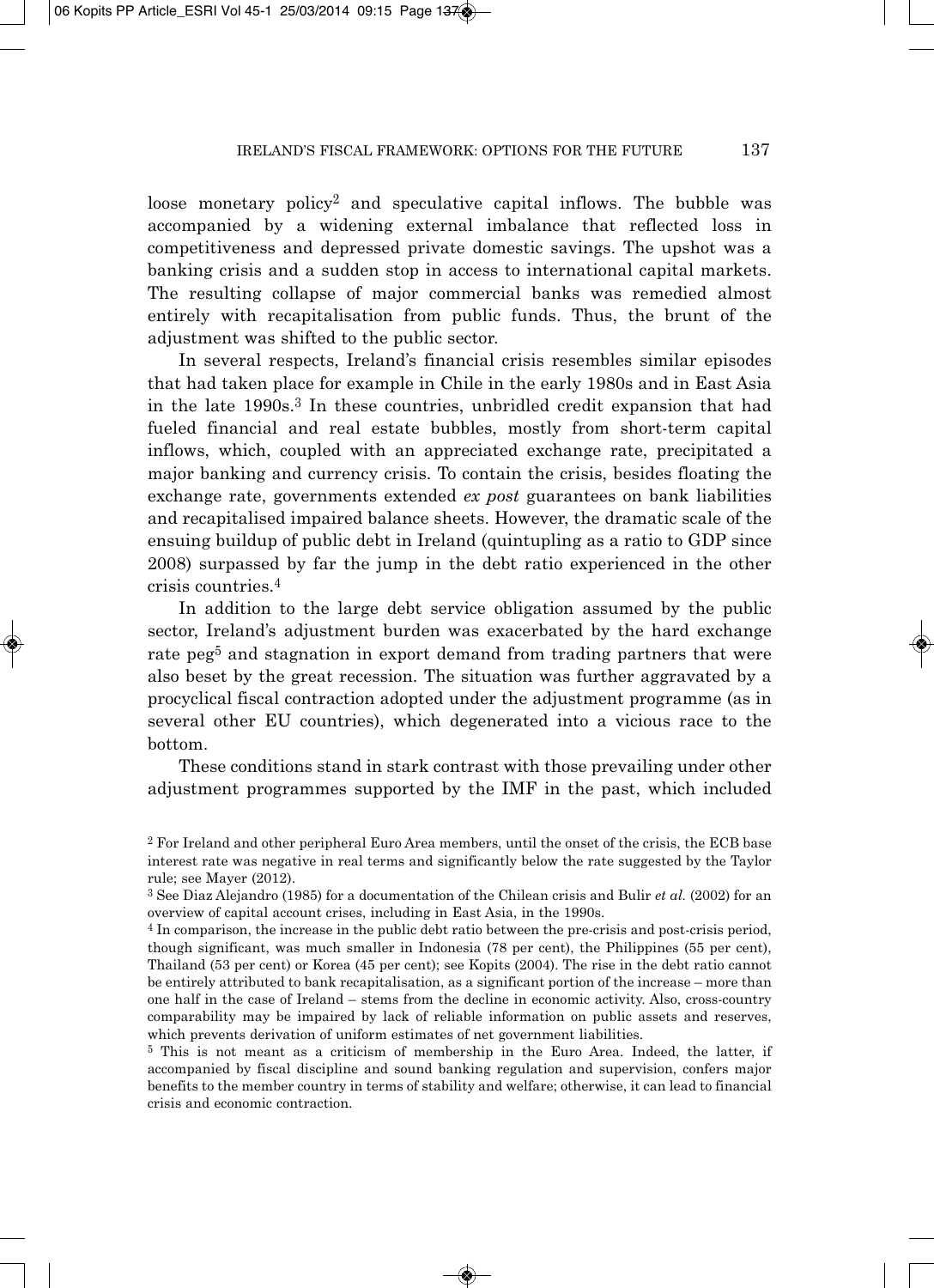loose monetary policy[2] and speculative capital inflows. The bubble was accompanied by a widening external imbalance that reflected loss in competitiveness and depressed private domestic savings. The upshot was a banking crisis and a sudden stop in access to international capital markets. The resulting collapse of major commercial banks was remedied almost entirely with recapitalisation from public funds. Thus, the brunt of the adjustment was shifted to the public sector.

In several respects, Ireland's financial crisis resembles similar episodes that had taken place for example in Chile in the early 1980s and in East Asia in the late 1990s.[3] In these countries, unbridled credit expansion that had fueled financial and real estate bubbles, mostly from short-term capital inflows, which, coupled with an appreciated exchange rate, precipitated a major banking and currency crisis. To contain the crisis, besides floating the exchange rate, governments extended *ex post* guarantees on bank liabilities and recapitalised impaired balance sheets. However, the dramatic scale of the ensuing buildup of public debt in Ireland (quintupling as a ratio to GDP since 2008) surpassed by far the jump in the debt ratio experienced in the other crisis countries.[4]

In addition to the large debt service obligation assumed by the public sector, Ireland's adjustment burden was exacerbated by the hard exchange rate peg[5] and stagnation in export demand from trading partners that were also beset by the great recession. The situation was further aggravated by a procyclical fiscal contraction adopted under the adjustment programme (as in several other EU countries), which degenerated into a vicious race to the bottom.

These conditions stand in stark contrast with those prevailing under other adjustment programmes supported by the IMF in the past, which included

---

[2] For Ireland and other peripheral Euro Area members, until the onset of the crisis, the ECB base interest rate was negative in real terms and significantly below the rate suggested by the Taylor rule; see Mayer (2012).

[3] See Diaz Alejandro (1985) for a documentation of the Chilean crisis and Bulir *et al.* (2002) for an overview of capital account crises, including in East Asia, in the 1990s.

[4] In comparison, the increase in the public debt ratio between the pre-crisis and post-crisis period, though significant, was much smaller in Indonesia (78 per cent), the Philippines (55 per cent), Thailand (53 per cent) or Korea (45 per cent); see Kopits (2004). The rise in the debt ratio cannot be entirely attributed to bank recapitalisation, as a significant portion of the increase – more than one half in the case of Ireland – stems from the decline in economic activity. Also, cross-country comparability may be impaired by lack of reliable information on public assets and reserves, which prevents derivation of uniform estimates of net government liabilities.

[5] This is not meant as a criticism of membership in the Euro Area. Indeed, the latter, if accompanied by fiscal discipline and sound banking regulation and supervision, confers major benefits to the member country in terms of stability and welfare; otherwise, it can lead to financial crisis and economic contraction.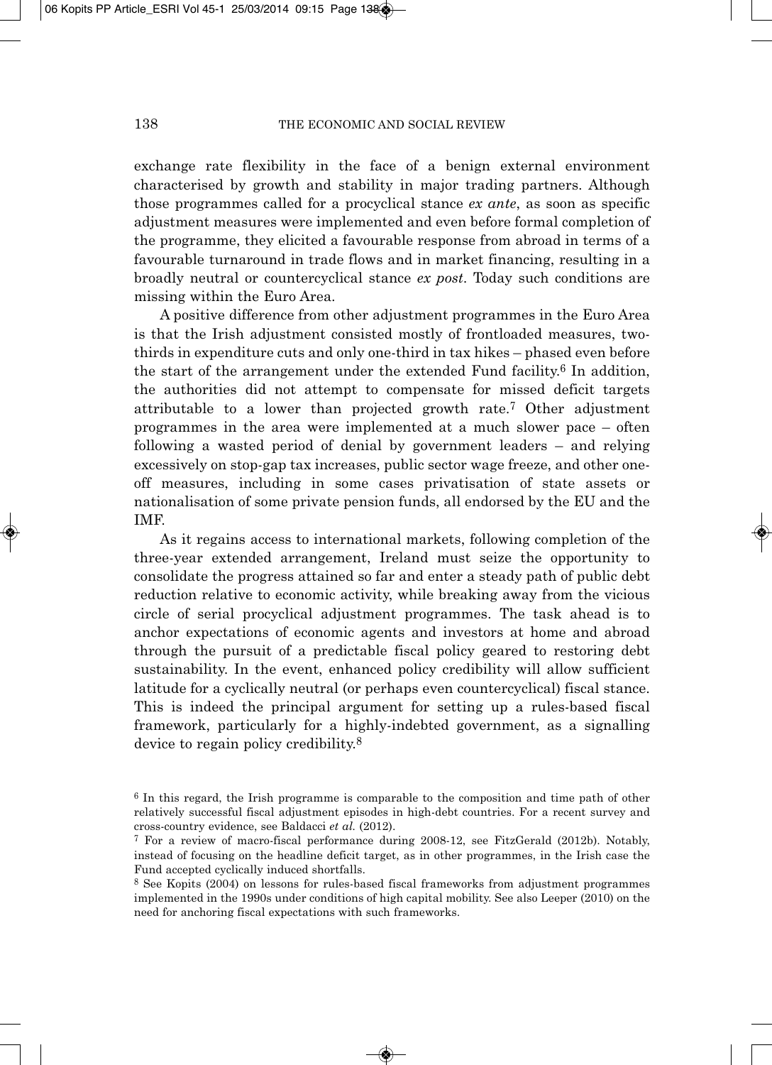exchange rate flexibility in the face of a benign external environment characterised by growth and stability in major trading partners. Although those programmes called for a procyclical stance *ex ante*, as soon as specific adjustment measures were implemented and even before formal completion of the programme, they elicited a favourable response from abroad in terms of a favourable turnaround in trade flows and in market financing, resulting in a broadly neutral or countercyclical stance *ex post*. Today such conditions are missing within the Euro Area.

A positive difference from other adjustment programmes in the Euro Area is that the Irish adjustment consisted mostly of frontloaded measures, two-thirds in expenditure cuts and only one-third in tax hikes – phased even before the start of the arrangement under the extended Fund facility.[6] In addition, the authorities did not attempt to compensate for missed deficit targets attributable to a lower than projected growth rate.[7] Other adjustment programmes in the area were implemented at a much slower pace – often following a wasted period of denial by government leaders – and relying excessively on stop-gap tax increases, public sector wage freeze, and other one-off measures, including in some cases privatisation of state assets or nationalisation of some private pension funds, all endorsed by the EU and the IMF.

As it regains access to international markets, following completion of the three-year extended arrangement, Ireland must seize the opportunity to consolidate the progress attained so far and enter a steady path of public debt reduction relative to economic activity, while breaking away from the vicious circle of serial procyclical adjustment programmes. The task ahead is to anchor expectations of economic agents and investors at home and abroad through the pursuit of a predictable fiscal policy geared to restoring debt sustainability. In the event, enhanced policy credibility will allow sufficient latitude for a cyclically neutral (or perhaps even countercyclical) fiscal stance. This is indeed the principal argument for setting up a rules-based fiscal framework, particularly for a highly-indebted government, as a signalling device to regain policy credibility.[8]

---

[6] In this regard, the Irish programme is comparable to the composition and time path of other relatively successful fiscal adjustment episodes in high-debt countries. For a recent survey and cross-country evidence, see Baldacci *et al.* (2012).

[7] For a review of macro-fiscal performance during 2008-12, see FitzGerald (2012b). Notably, instead of focusing on the headline deficit target, as in other programmes, in the Irish case the Fund accepted cyclically induced shortfalls.

[8] See Kopits (2004) on lessons for rules-based fiscal frameworks from adjustment programmes implemented in the 1990s under conditions of high capital mobility. See also Leeper (2010) on the need for anchoring fiscal expectations with such frameworks.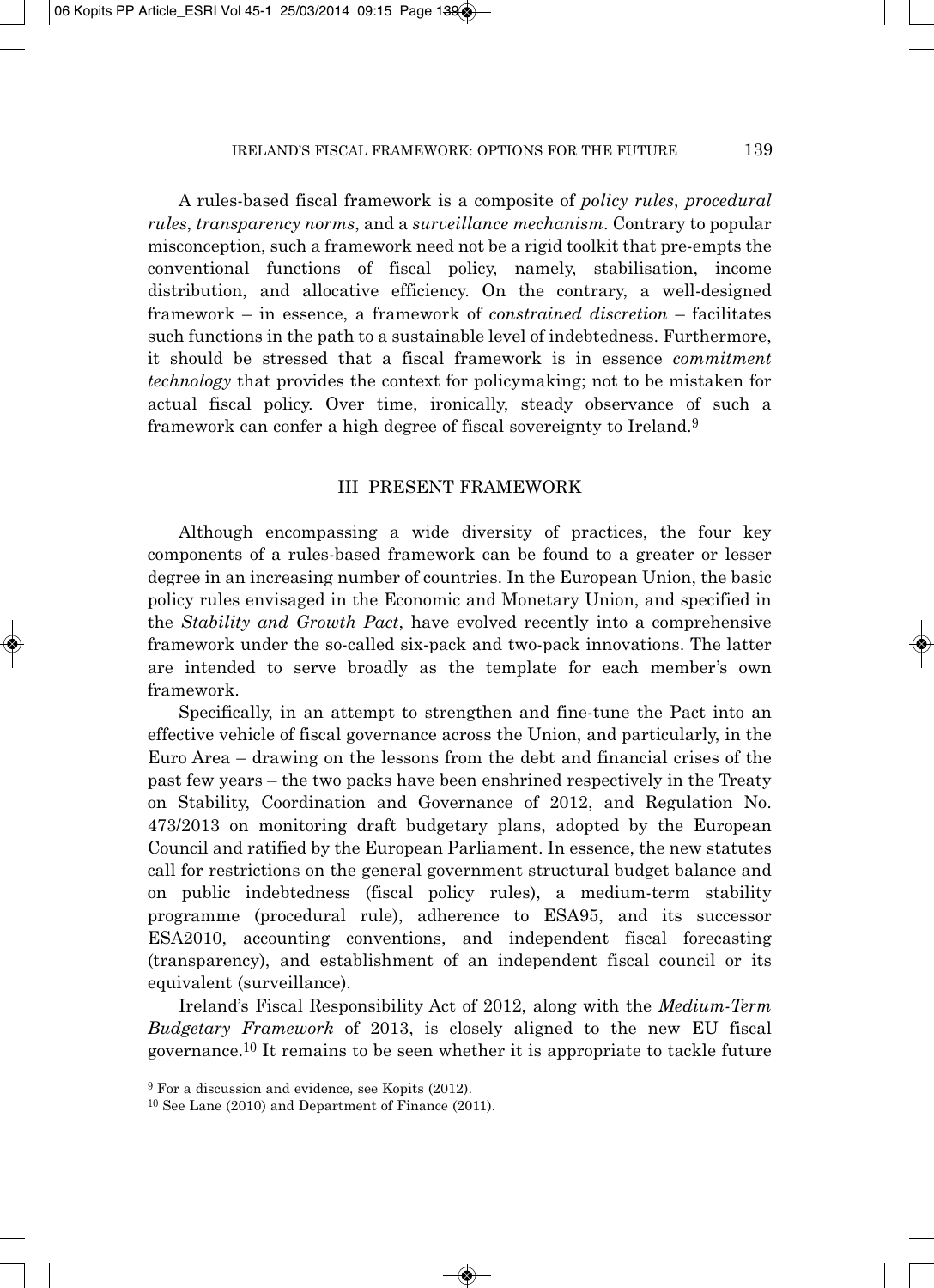A rules-based fiscal framework is a composite of *policy rules*, *procedural rules*, *transparency norms*, and a *surveillance mechanism*. Contrary to popular misconception, such a framework need not be a rigid toolkit that pre-empts the conventional functions of fiscal policy, namely, stabilisation, income distribution, and allocative efficiency. On the contrary, a well-designed framework – in essence, a framework of *constrained discretion* – facilitates such functions in the path to a sustainable level of indebtedness. Furthermore, it should be stressed that a fiscal framework is in essence *commitment technology* that provides the context for policymaking; not to be mistaken for actual fiscal policy. Over time, ironically, steady observance of such a framework can confer a high degree of fiscal sovereignty to Ireland.[9]

## III PRESENT FRAMEWORK

Although encompassing a wide diversity of practices, the four key components of a rules-based framework can be found to a greater or lesser degree in an increasing number of countries. In the European Union, the basic policy rules envisaged in the Economic and Monetary Union, and specified in the *Stability and Growth Pact*, have evolved recently into a comprehensive framework under the so-called six-pack and two-pack innovations. The latter are intended to serve broadly as the template for each member's own framework.

Specifically, in an attempt to strengthen and fine-tune the Pact into an effective vehicle of fiscal governance across the Union, and particularly, in the Euro Area – drawing on the lessons from the debt and financial crises of the past few years – the two packs have been enshrined respectively in the Treaty on Stability, Coordination and Governance of 2012, and Regulation No. 473/2013 on monitoring draft budgetary plans, adopted by the European Council and ratified by the European Parliament. In essence, the new statutes call for restrictions on the general government structural budget balance and on public indebtedness (fiscal policy rules), a medium-term stability programme (procedural rule), adherence to ESA95, and its successor ESA2010, accounting conventions, and independent fiscal forecasting (transparency), and establishment of an independent fiscal council or its equivalent (surveillance).

Ireland's Fiscal Responsibility Act of 2012, along with the *Medium-Term Budgetary Framework* of 2013, is closely aligned to the new EU fiscal governance.[10] It remains to be seen whether it is appropriate to tackle future

[9] For a discussion and evidence, see Kopits (2012).

[10] See Lane (2010) and Department of Finance (2011).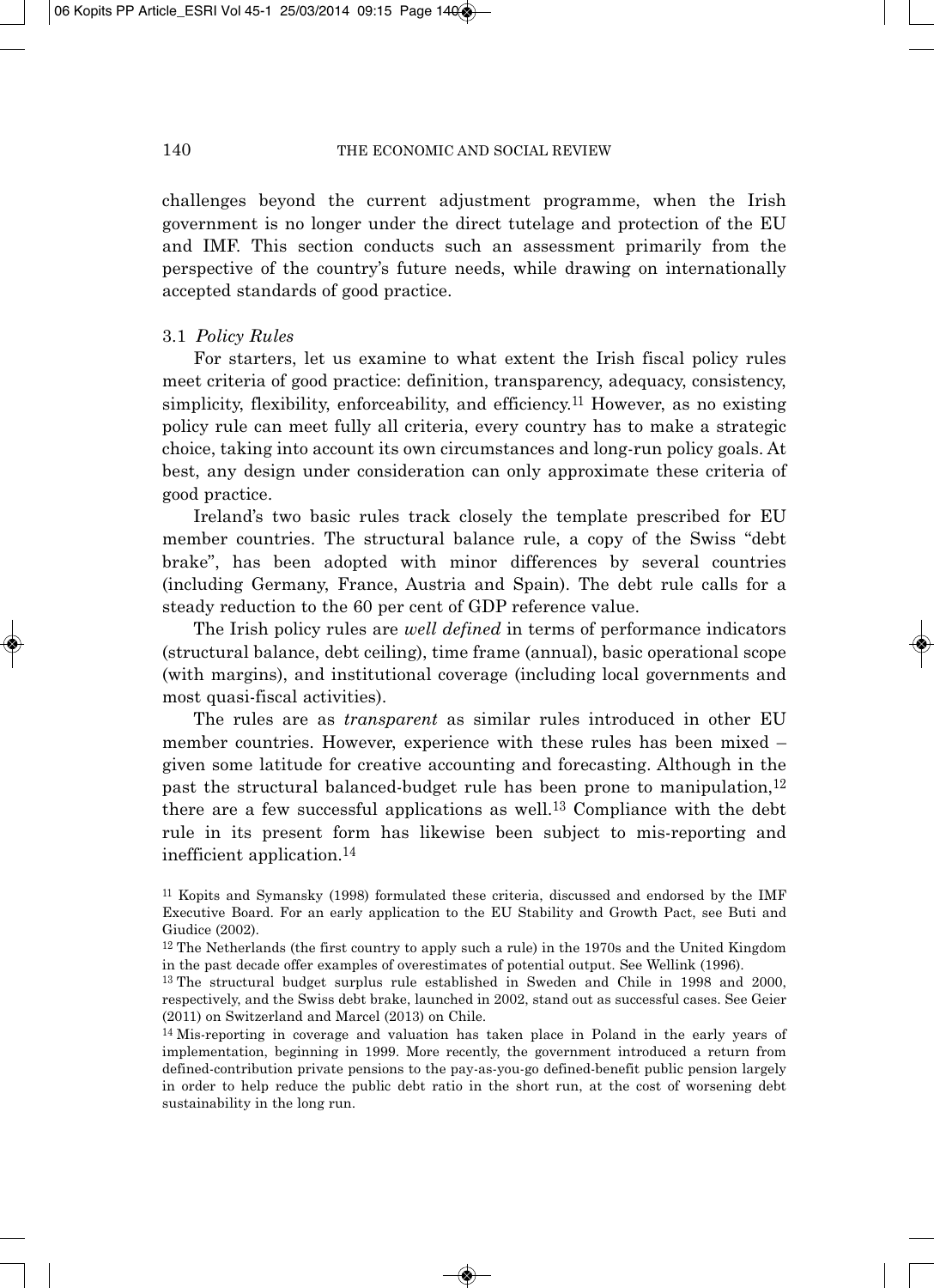challenges beyond the current adjustment programme, when the Irish government is no longer under the direct tutelage and protection of the EU and IMF. This section conducts such an assessment primarily from the perspective of the country's future needs, while drawing on internationally accepted standards of good practice.

### 3.1 *Policy Rules*

For starters, let us examine to what extent the Irish fiscal policy rules meet criteria of good practice: definition, transparency, adequacy, consistency, simplicity, flexibility, enforceability, and efficiency.[11] However, as no existing policy rule can meet fully all criteria, every country has to make a strategic choice, taking into account its own circumstances and long-run policy goals. At best, any design under consideration can only approximate these criteria of good practice.

Ireland's two basic rules track closely the template prescribed for EU member countries. The structural balance rule, a copy of the Swiss "debt brake", has been adopted with minor differences by several countries (including Germany, France, Austria and Spain). The debt rule calls for a steady reduction to the 60 per cent of GDP reference value.

The Irish policy rules are *well defined* in terms of performance indicators (structural balance, debt ceiling), time frame (annual), basic operational scope (with margins), and institutional coverage (including local governments and most quasi-fiscal activities).

The rules are as *transparent* as similar rules introduced in other EU member countries. However, experience with these rules has been mixed – given some latitude for creative accounting and forecasting. Although in the past the structural balanced-budget rule has been prone to manipulation,[12] there are a few successful applications as well.[13] Compliance with the debt rule in its present form has likewise been subject to mis-reporting and inefficient application.[14]

---

[11] Kopits and Symansky (1998) formulated these criteria, discussed and endorsed by the IMF Executive Board. For an early application to the EU Stability and Growth Pact, see Buti and Giudice (2002).

[12] The Netherlands (the first country to apply such a rule) in the 1970s and the United Kingdom in the past decade offer examples of overestimates of potential output. See Wellink (1996).

[13] The structural budget surplus rule established in Sweden and Chile in 1998 and 2000, respectively, and the Swiss debt brake, launched in 2002, stand out as successful cases. See Geier (2011) on Switzerland and Marcel (2013) on Chile.

[14] Mis-reporting in coverage and valuation has taken place in Poland in the early years of implementation, beginning in 1999. More recently, the government introduced a return from defined-contribution private pensions to the pay-as-you-go defined-benefit public pension largely in order to help reduce the public debt ratio in the short run, at the cost of worsening debt sustainability in the long run.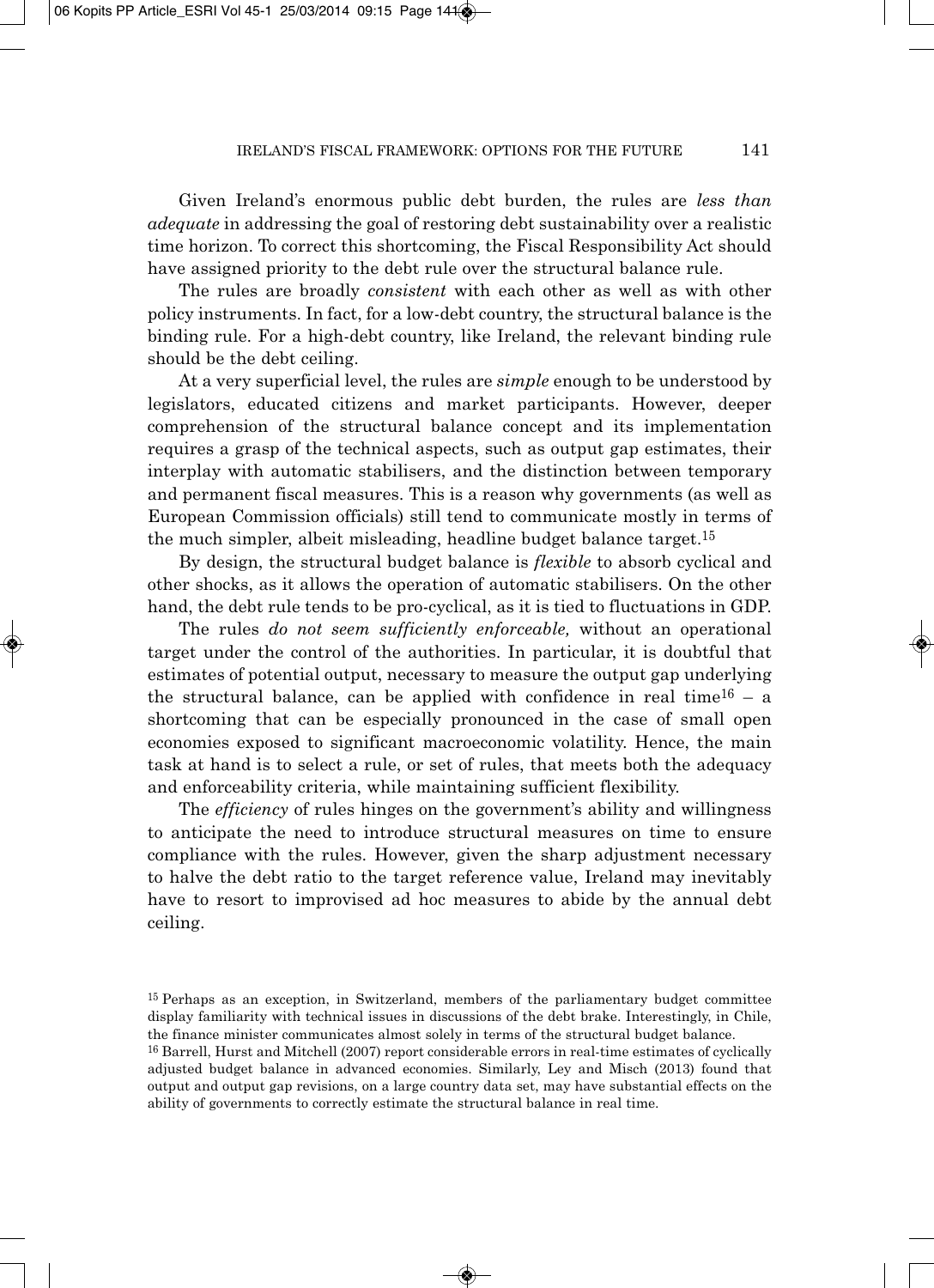Given Ireland's enormous public debt burden, the rules are *less than adequate* in addressing the goal of restoring debt sustainability over a realistic time horizon. To correct this shortcoming, the Fiscal Responsibility Act should have assigned priority to the debt rule over the structural balance rule.

The rules are broadly *consistent* with each other as well as with other policy instruments. In fact, for a low-debt country, the structural balance is the binding rule. For a high-debt country, like Ireland, the relevant binding rule should be the debt ceiling.

At a very superficial level, the rules are *simple* enough to be understood by legislators, educated citizens and market participants. However, deeper comprehension of the structural balance concept and its implementation requires a grasp of the technical aspects, such as output gap estimates, their interplay with automatic stabilisers, and the distinction between temporary and permanent fiscal measures. This is a reason why governments (as well as European Commission officials) still tend to communicate mostly in terms of the much simpler, albeit misleading, headline budget balance target.[15]

By design, the structural budget balance is *flexible* to absorb cyclical and other shocks, as it allows the operation of automatic stabilisers. On the other hand, the debt rule tends to be pro-cyclical, as it is tied to fluctuations in GDP.

The rules *do not seem sufficiently enforceable,* without an operational target under the control of the authorities. In particular, it is doubtful that estimates of potential output, necessary to measure the output gap underlying the structural balance, can be applied with confidence in real time[16] – a shortcoming that can be especially pronounced in the case of small open economies exposed to significant macroeconomic volatility. Hence, the main task at hand is to select a rule, or set of rules, that meets both the adequacy and enforceability criteria, while maintaining sufficient flexibility.

The *efficiency* of rules hinges on the government's ability and willingness to anticipate the need to introduce structural measures on time to ensure compliance with the rules. However, given the sharp adjustment necessary to halve the debt ratio to the target reference value, Ireland may inevitably have to resort to improvised ad hoc measures to abide by the annual debt ceiling.

[15] Perhaps as an exception, in Switzerland, members of the parliamentary budget committee display familiarity with technical issues in discussions of the debt brake. Interestingly, in Chile, the finance minister communicates almost solely in terms of the structural budget balance.

[16] Barrell, Hurst and Mitchell (2007) report considerable errors in real-time estimates of cyclically adjusted budget balance in advanced economies. Similarly, Ley and Misch (2013) found that output and output gap revisions, on a large country data set, may have substantial effects on the ability of governments to correctly estimate the structural balance in real time.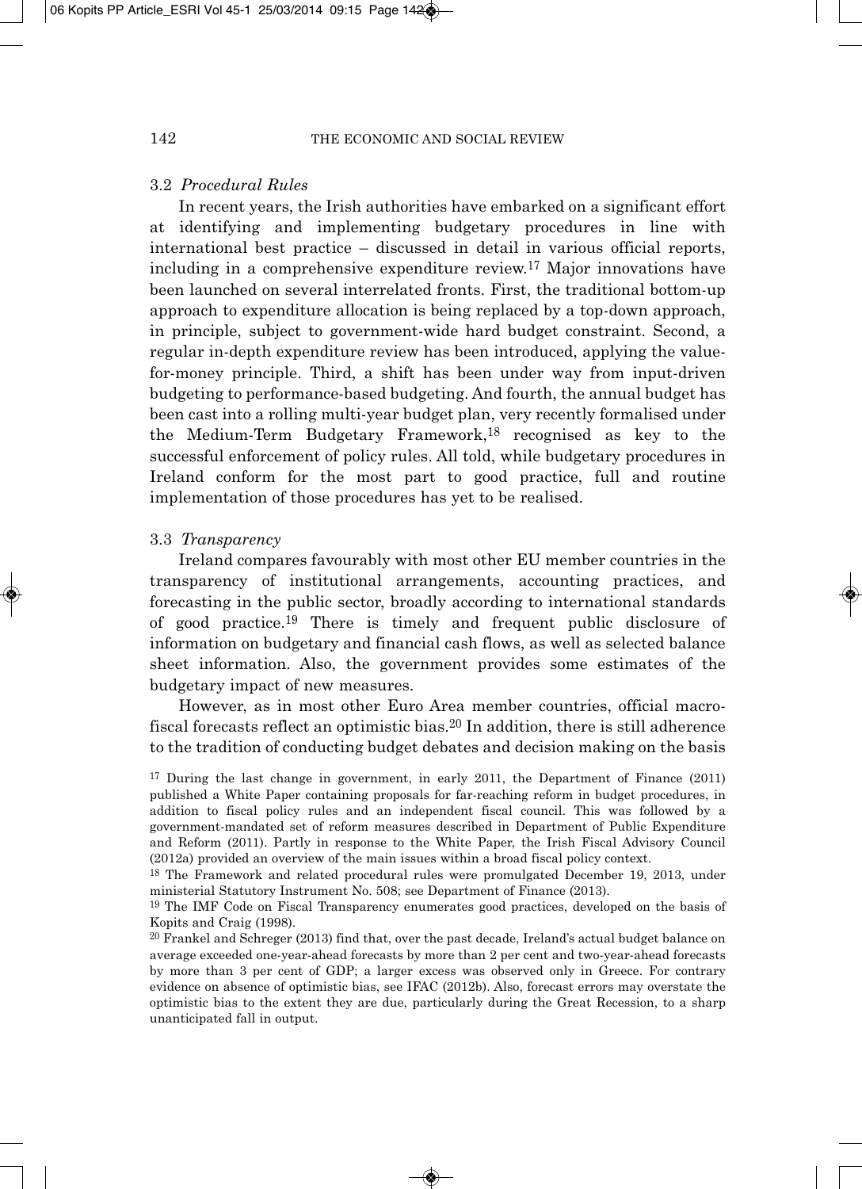### 3.2 *Procedural Rules*

In recent years, the Irish authorities have embarked on a significant effort at identifying and implementing budgetary procedures in line with international best practice – discussed in detail in various official reports, including in a comprehensive expenditure review.[17] Major innovations have been launched on several interrelated fronts. First, the traditional bottom-up approach to expenditure allocation is being replaced by a top-down approach, in principle, subject to government-wide hard budget constraint. Second, a regular in-depth expenditure review has been introduced, applying the value-for-money principle. Third, a shift has been under way from input-driven budgeting to performance-based budgeting. And fourth, the annual budget has been cast into a rolling multi-year budget plan, very recently formalised under the Medium-Term Budgetary Framework,[18] recognised as key to the successful enforcement of policy rules. All told, while budgetary procedures in Ireland conform for the most part to good practice, full and routine implementation of those procedures has yet to be realised.

### 3.3 *Transparency*

Ireland compares favourably with most other EU member countries in the transparency of institutional arrangements, accounting practices, and forecasting in the public sector, broadly according to international standards of good practice.[19] There is timely and frequent public disclosure of information on budgetary and financial cash flows, as well as selected balance sheet information. Also, the government provides some estimates of the budgetary impact of new measures.

However, as in most other Euro Area member countries, official macro-fiscal forecasts reflect an optimistic bias.[20] In addition, there is still adherence to the tradition of conducting budget debates and decision making on the basis

---

[17] During the last change in government, in early 2011, the Department of Finance (2011) published a White Paper containing proposals for far-reaching reform in budget procedures, in addition to fiscal policy rules and an independent fiscal council. This was followed by a government-mandated set of reform measures described in Department of Public Expenditure and Reform (2011). Partly in response to the White Paper, the Irish Fiscal Advisory Council (2012a) provided an overview of the main issues within a broad fiscal policy context.

[18] The Framework and related procedural rules were promulgated December 19, 2013, under ministerial Statutory Instrument No. 508; see Department of Finance (2013).

[19] The IMF Code on Fiscal Transparency enumerates good practices, developed on the basis of Kopits and Craig (1998).

[20] Frankel and Schreger (2013) find that, over the past decade, Ireland's actual budget balance on average exceeded one-year-ahead forecasts by more than 2 per cent and two-year-ahead forecasts by more than 3 per cent of GDP; a larger excess was observed only in Greece. For contrary evidence on absence of optimistic bias, see IFAC (2012b). Also, forecast errors may overstate the optimistic bias to the extent they are due, particularly during the Great Recession, to a sharp unanticipated fall in output.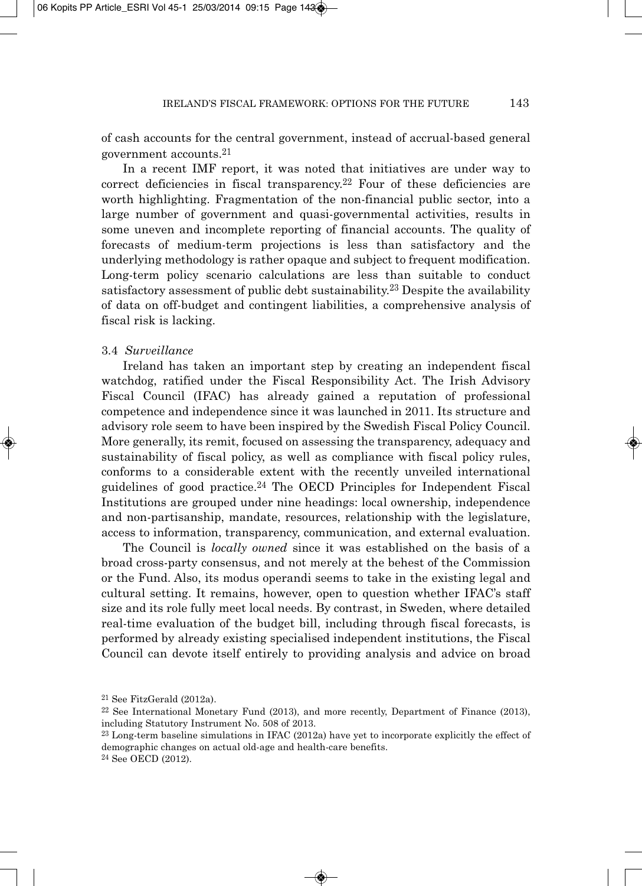of cash accounts for the central government, instead of accrual-based general government accounts.[21]

In a recent IMF report, it was noted that initiatives are under way to correct deficiencies in fiscal transparency.[22] Four of these deficiencies are worth highlighting. Fragmentation of the non-financial public sector, into a large number of government and quasi-governmental activities, results in some uneven and incomplete reporting of financial accounts. The quality of forecasts of medium-term projections is less than satisfactory and the underlying methodology is rather opaque and subject to frequent modification. Long-term policy scenario calculations are less than suitable to conduct satisfactory assessment of public debt sustainability.[23] Despite the availability of data on off-budget and contingent liabilities, a comprehensive analysis of fiscal risk is lacking.

### 3.4 *Surveillance*

Ireland has taken an important step by creating an independent fiscal watchdog, ratified under the Fiscal Responsibility Act. The Irish Advisory Fiscal Council (IFAC) has already gained a reputation of professional competence and independence since it was launched in 2011. Its structure and advisory role seem to have been inspired by the Swedish Fiscal Policy Council. More generally, its remit, focused on assessing the transparency, adequacy and sustainability of fiscal policy, as well as compliance with fiscal policy rules, conforms to a considerable extent with the recently unveiled international guidelines of good practice.[24] The OECD Principles for Independent Fiscal Institutions are grouped under nine headings: local ownership, independence and non-partisanship, mandate, resources, relationship with the legislature, access to information, transparency, communication, and external evaluation.

The Council is *locally owned* since it was established on the basis of a broad cross-party consensus, and not merely at the behest of the Commission or the Fund. Also, its modus operandi seems to take in the existing legal and cultural setting. It remains, however, open to question whether IFAC's staff size and its role fully meet local needs. By contrast, in Sweden, where detailed real-time evaluation of the budget bill, including through fiscal forecasts, is performed by already existing specialised independent institutions, the Fiscal Council can devote itself entirely to providing analysis and advice on broad

[21] See FitzGerald (2012a).

[22] See International Monetary Fund (2013), and more recently, Department of Finance (2013), including Statutory Instrument No. 508 of 2013.

[23] Long-term baseline simulations in IFAC (2012a) have yet to incorporate explicitly the effect of demographic changes on actual old-age and health-care benefits.

[24] See OECD (2012).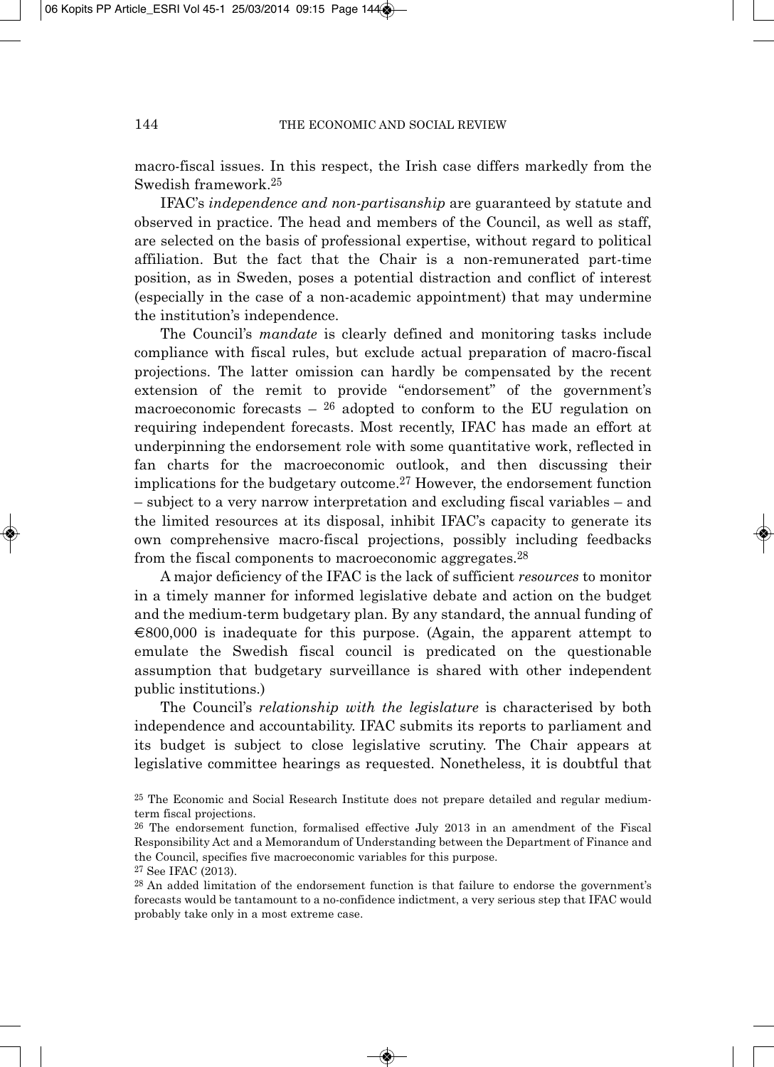macro-fiscal issues. In this respect, the Irish case differs markedly from the Swedish framework.[25]

IFAC's *independence and non-partisanship* are guaranteed by statute and observed in practice. The head and members of the Council, as well as staff, are selected on the basis of professional expertise, without regard to political affiliation. But the fact that the Chair is a non-remunerated part-time position, as in Sweden, poses a potential distraction and conflict of interest (especially in the case of a non-academic appointment) that may undermine the institution's independence.

The Council's *mandate* is clearly defined and monitoring tasks include compliance with fiscal rules, but exclude actual preparation of macro-fiscal projections. The latter omission can hardly be compensated by the recent extension of the remit to provide "endorsement" of the government's macroeconomic forecasts – [26] adopted to conform to the EU regulation on requiring independent forecasts. Most recently, IFAC has made an effort at underpinning the endorsement role with some quantitative work, reflected in fan charts for the macroeconomic outlook, and then discussing their implications for the budgetary outcome.[27] However, the endorsement function – subject to a very narrow interpretation and excluding fiscal variables – and the limited resources at its disposal, inhibit IFAC's capacity to generate its own comprehensive macro-fiscal projections, possibly including feedbacks from the fiscal components to macroeconomic aggregates.[28]

A major deficiency of the IFAC is the lack of sufficient *resources* to monitor in a timely manner for informed legislative debate and action on the budget and the medium-term budgetary plan. By any standard, the annual funding of €800,000 is inadequate for this purpose. (Again, the apparent attempt to emulate the Swedish fiscal council is predicated on the questionable assumption that budgetary surveillance is shared with other independent public institutions.)

The Council's *relationship with the legislature* is characterised by both independence and accountability. IFAC submits its reports to parliament and its budget is subject to close legislative scrutiny. The Chair appears at legislative committee hearings as requested. Nonetheless, it is doubtful that

[25] The Economic and Social Research Institute does not prepare detailed and regular medium-term fiscal projections.

[26] The endorsement function, formalised effective July 2013 in an amendment of the Fiscal Responsibility Act and a Memorandum of Understanding between the Department of Finance and the Council, specifies five macroeconomic variables for this purpose.

[27] See IFAC (2013).

[28] An added limitation of the endorsement function is that failure to endorse the government's forecasts would be tantamount to a no-confidence indictment, a very serious step that IFAC would probably take only in a most extreme case.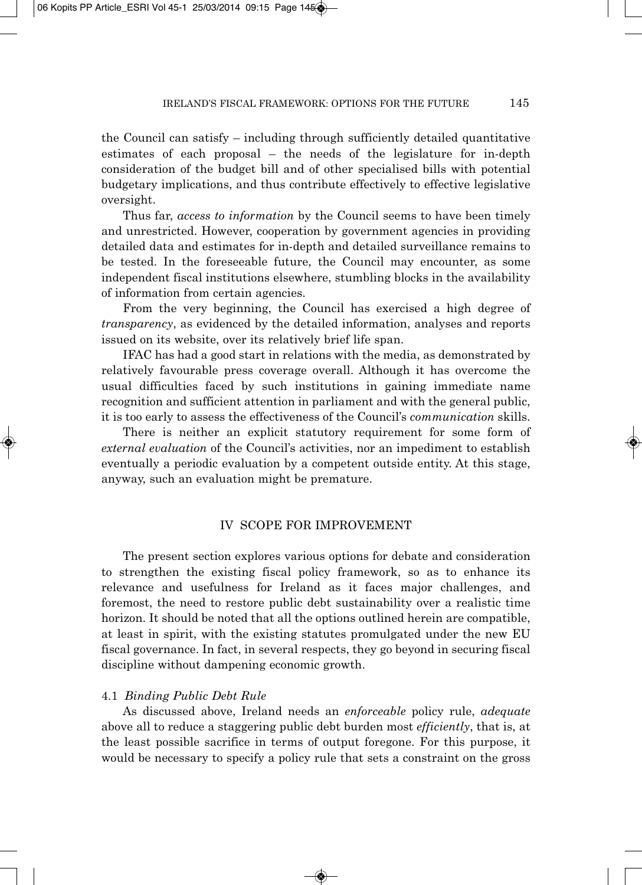the Council can satisfy – including through sufficiently detailed quantitative estimates of each proposal – the needs of the legislature for in-depth consideration of the budget bill and of other specialised bills with potential budgetary implications, and thus contribute effectively to effective legislative oversight.

Thus far, *access to information* by the Council seems to have been timely and unrestricted. However, cooperation by government agencies in providing detailed data and estimates for in-depth and detailed surveillance remains to be tested. In the foreseeable future, the Council may encounter, as some independent fiscal institutions elsewhere, stumbling blocks in the availability of information from certain agencies.

From the very beginning, the Council has exercised a high degree of *transparency*, as evidenced by the detailed information, analyses and reports issued on its website, over its relatively brief life span.

IFAC has had a good start in relations with the media, as demonstrated by relatively favourable press coverage overall. Although it has overcome the usual difficulties faced by such institutions in gaining immediate name recognition and sufficient attention in parliament and with the general public, it is too early to assess the effectiveness of the Council's *communication* skills.

There is neither an explicit statutory requirement for some form of *external evaluation* of the Council's activities, nor an impediment to establish eventually a periodic evaluation by a competent outside entity. At this stage, anyway, such an evaluation might be premature.

## IV SCOPE FOR IMPROVEMENT

The present section explores various options for debate and consideration to strengthen the existing fiscal policy framework, so as to enhance its relevance and usefulness for Ireland as it faces major challenges, and foremost, the need to restore public debt sustainability over a realistic time horizon. It should be noted that all the options outlined herein are compatible, at least in spirit, with the existing statutes promulgated under the new EU fiscal governance. In fact, in several respects, they go beyond in securing fiscal discipline without dampening economic growth.

### 4.1 *Binding Public Debt Rule*

As discussed above, Ireland needs an *enforceable* policy rule, *adequate* above all to reduce a staggering public debt burden most *efficiently*, that is, at the least possible sacrifice in terms of output foregone. For this purpose, it would be necessary to specify a policy rule that sets a constraint on the gross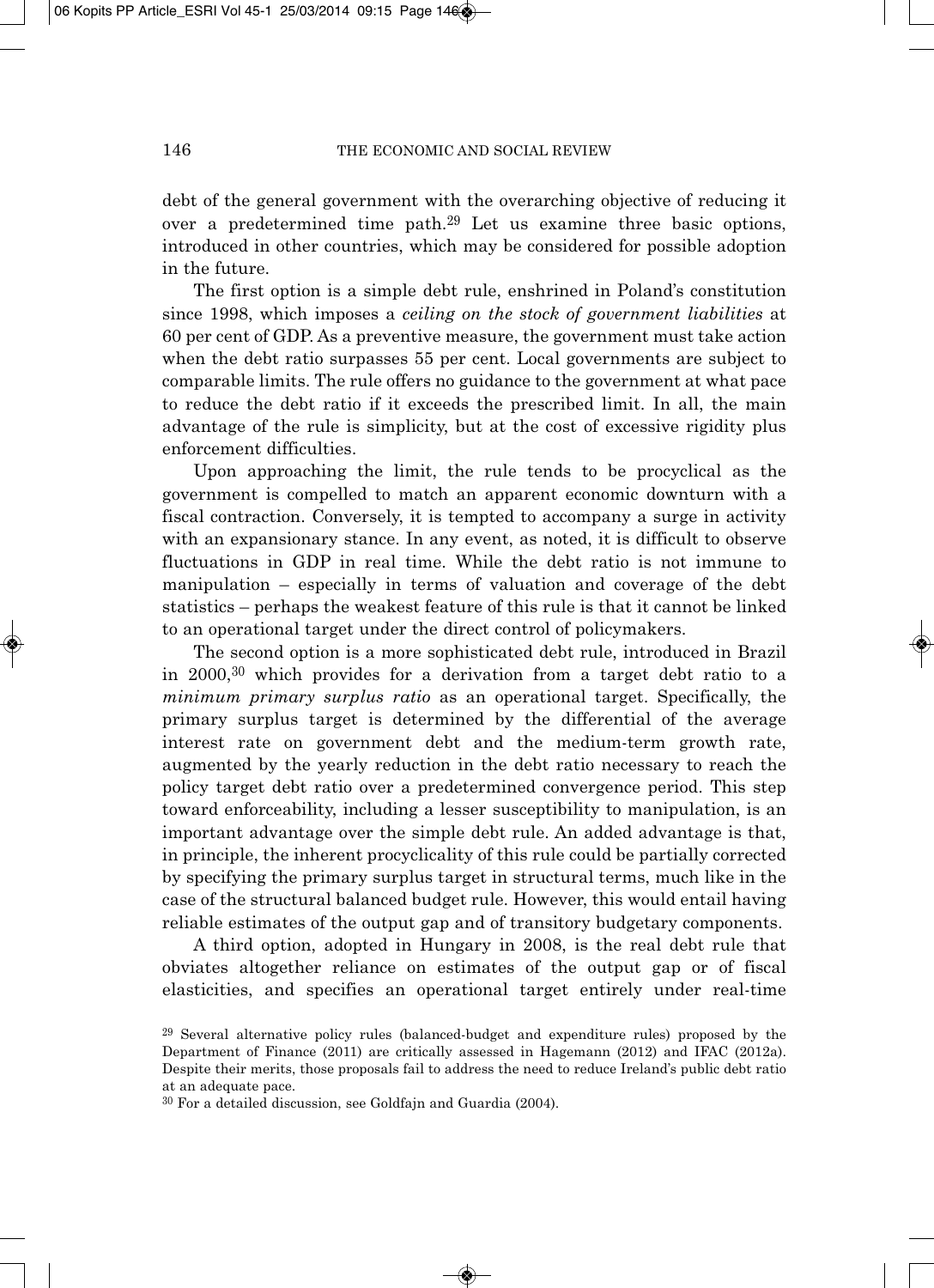debt of the general government with the overarching objective of reducing it over a predetermined time path.[29] Let us examine three basic options, introduced in other countries, which may be considered for possible adoption in the future.

The first option is a simple debt rule, enshrined in Poland's constitution since 1998, which imposes a *ceiling on the stock of government liabilities* at 60 per cent of GDP. As a preventive measure, the government must take action when the debt ratio surpasses 55 per cent. Local governments are subject to comparable limits. The rule offers no guidance to the government at what pace to reduce the debt ratio if it exceeds the prescribed limit. In all, the main advantage of the rule is simplicity, but at the cost of excessive rigidity plus enforcement difficulties.

Upon approaching the limit, the rule tends to be procyclical as the government is compelled to match an apparent economic downturn with a fiscal contraction. Conversely, it is tempted to accompany a surge in activity with an expansionary stance. In any event, as noted, it is difficult to observe fluctuations in GDP in real time. While the debt ratio is not immune to manipulation – especially in terms of valuation and coverage of the debt statistics – perhaps the weakest feature of this rule is that it cannot be linked to an operational target under the direct control of policymakers.

The second option is a more sophisticated debt rule, introduced in Brazil in 2000,[30] which provides for a derivation from a target debt ratio to a *minimum primary surplus ratio* as an operational target. Specifically, the primary surplus target is determined by the differential of the average interest rate on government debt and the medium-term growth rate, augmented by the yearly reduction in the debt ratio necessary to reach the policy target debt ratio over a predetermined convergence period. This step toward enforceability, including a lesser susceptibility to manipulation, is an important advantage over the simple debt rule. An added advantage is that, in principle, the inherent procyclicality of this rule could be partially corrected by specifying the primary surplus target in structural terms, much like in the case of the structural balanced budget rule. However, this would entail having reliable estimates of the output gap and of transitory budgetary components.

A third option, adopted in Hungary in 2008, is the real debt rule that obviates altogether reliance on estimates of the output gap or of fiscal elasticities, and specifies an operational target entirely under real-time

[29] Several alternative policy rules (balanced-budget and expenditure rules) proposed by the Department of Finance (2011) are critically assessed in Hagemann (2012) and IFAC (2012a). Despite their merits, those proposals fail to address the need to reduce Ireland's public debt ratio at an adequate pace.

[30] For a detailed discussion, see Goldfajn and Guardia (2004).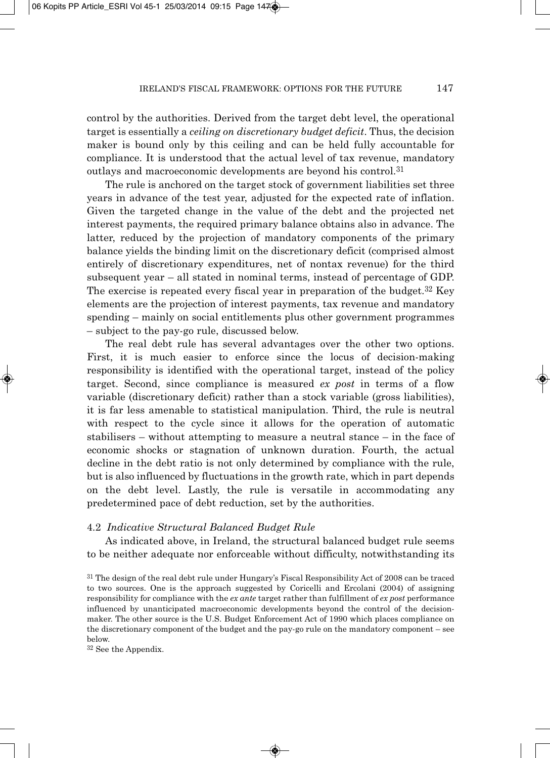control by the authorities. Derived from the target debt level, the operational target is essentially a *ceiling on discretionary budget deficit*. Thus, the decision maker is bound only by this ceiling and can be held fully accountable for compliance. It is understood that the actual level of tax revenue, mandatory outlays and macroeconomic developments are beyond his control.[31]

The rule is anchored on the target stock of government liabilities set three years in advance of the test year, adjusted for the expected rate of inflation. Given the targeted change in the value of the debt and the projected net interest payments, the required primary balance obtains also in advance. The latter, reduced by the projection of mandatory components of the primary balance yields the binding limit on the discretionary deficit (comprised almost entirely of discretionary expenditures, net of nontax revenue) for the third subsequent year – all stated in nominal terms, instead of percentage of GDP. The exercise is repeated every fiscal year in preparation of the budget.[32] Key elements are the projection of interest payments, tax revenue and mandatory spending – mainly on social entitlements plus other government programmes – subject to the pay-go rule, discussed below.

The real debt rule has several advantages over the other two options. First, it is much easier to enforce since the locus of decision-making responsibility is identified with the operational target, instead of the policy target. Second, since compliance is measured *ex post* in terms of a flow variable (discretionary deficit) rather than a stock variable (gross liabilities), it is far less amenable to statistical manipulation. Third, the rule is neutral with respect to the cycle since it allows for the operation of automatic stabilisers – without attempting to measure a neutral stance – in the face of economic shocks or stagnation of unknown duration. Fourth, the actual decline in the debt ratio is not only determined by compliance with the rule, but is also influenced by fluctuations in the growth rate, which in part depends on the debt level. Lastly, the rule is versatile in accommodating any predetermined pace of debt reduction, set by the authorities.

### 4.2 *Indicative Structural Balanced Budget Rule*

As indicated above, in Ireland, the structural balanced budget rule seems to be neither adequate nor enforceable without difficulty, notwithstanding its

[31] The design of the real debt rule under Hungary's Fiscal Responsibility Act of 2008 can be traced to two sources. One is the approach suggested by Coricelli and Ercolani (2004) of assigning responsibility for compliance with the *ex ante* target rather than fulfillment of *ex post* performance influenced by unanticipated macroeconomic developments beyond the control of the decision-maker. The other source is the U.S. Budget Enforcement Act of 1990 which places compliance on the discretionary component of the budget and the pay-go rule on the mandatory component – see below.

[32] See the Appendix.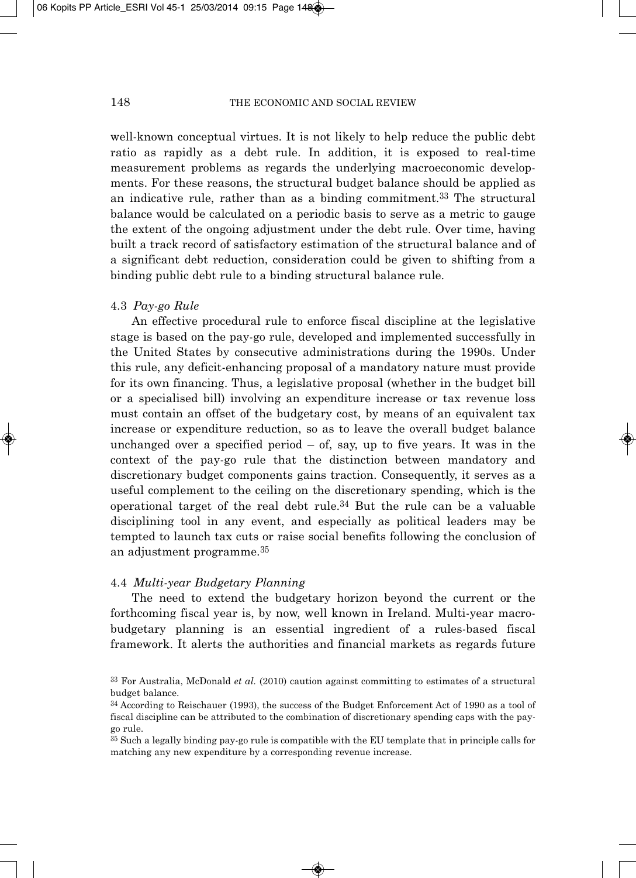well-known conceptual virtues. It is not likely to help reduce the public debt ratio as rapidly as a debt rule. In addition, it is exposed to real-time measurement problems as regards the underlying macroeconomic developments. For these reasons, the structural budget balance should be applied as an indicative rule, rather than as a binding commitment.[33] The structural balance would be calculated on a periodic basis to serve as a metric to gauge the extent of the ongoing adjustment under the debt rule. Over time, having built a track record of satisfactory estimation of the structural balance and of a significant debt reduction, consideration could be given to shifting from a binding public debt rule to a binding structural balance rule.

### 4.3 *Pay-go Rule*

An effective procedural rule to enforce fiscal discipline at the legislative stage is based on the pay-go rule, developed and implemented successfully in the United States by consecutive administrations during the 1990s. Under this rule, any deficit-enhancing proposal of a mandatory nature must provide for its own financing. Thus, a legislative proposal (whether in the budget bill or a specialised bill) involving an expenditure increase or tax revenue loss must contain an offset of the budgetary cost, by means of an equivalent tax increase or expenditure reduction, so as to leave the overall budget balance unchanged over a specified period – of, say, up to five years. It was in the context of the pay-go rule that the distinction between mandatory and discretionary budget components gains traction. Consequently, it serves as a useful complement to the ceiling on the discretionary spending, which is the operational target of the real debt rule.[34] But the rule can be a valuable disciplining tool in any event, and especially as political leaders may be tempted to launch tax cuts or raise social benefits following the conclusion of an adjustment programme.[35]

### 4.4 *Multi-year Budgetary Planning*

The need to extend the budgetary horizon beyond the current or the forthcoming fiscal year is, by now, well known in Ireland. Multi-year macro-budgetary planning is an essential ingredient of a rules-based fiscal framework. It alerts the authorities and financial markets as regards future

---

[33] For Australia, McDonald *et al.* (2010) caution against committing to estimates of a structural budget balance.

[34] According to Reischauer (1993), the success of the Budget Enforcement Act of 1990 as a tool of fiscal discipline can be attributed to the combination of discretionary spending caps with the pay-go rule.

[35] Such a legally binding pay-go rule is compatible with the EU template that in principle calls for matching any new expenditure by a corresponding revenue increase.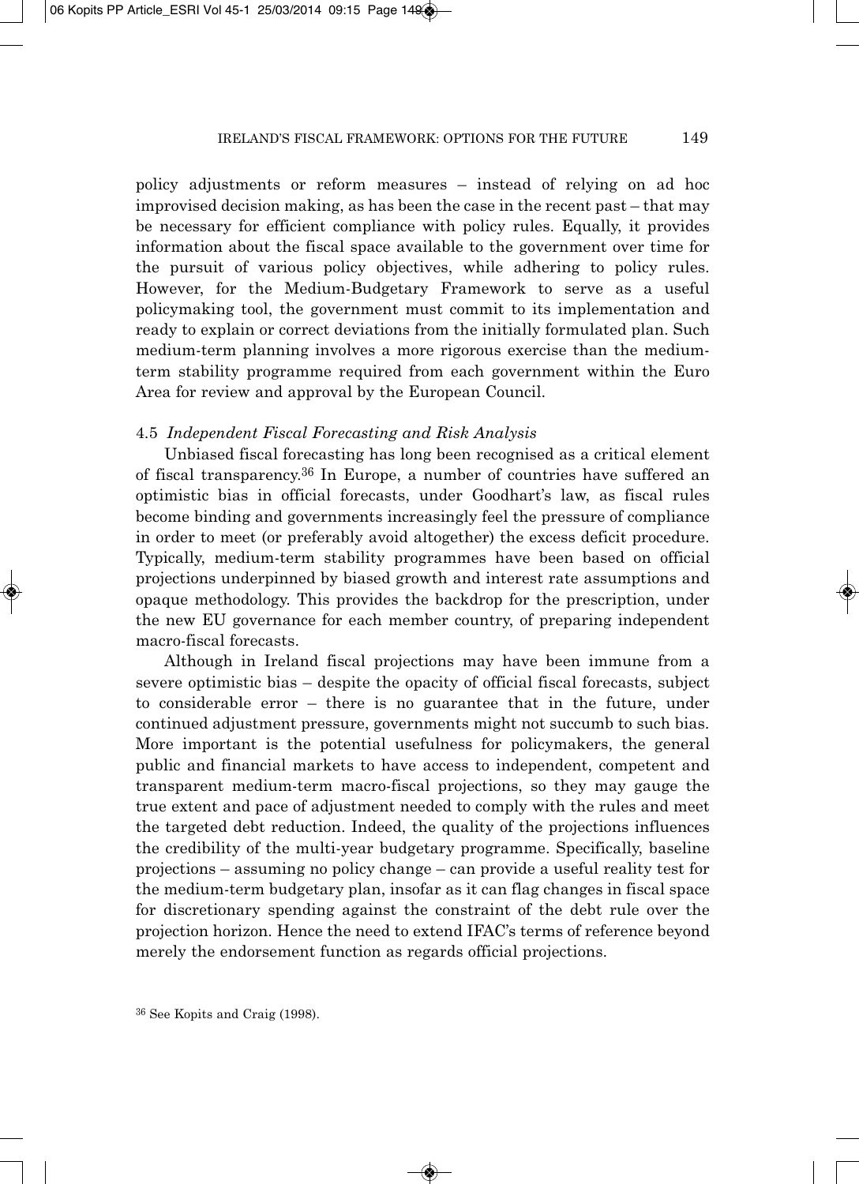policy adjustments or reform measures – instead of relying on ad hoc improvised decision making, as has been the case in the recent past – that may be necessary for efficient compliance with policy rules. Equally, it provides information about the fiscal space available to the government over time for the pursuit of various policy objectives, while adhering to policy rules. However, for the Medium-Budgetary Framework to serve as a useful policymaking tool, the government must commit to its implementation and ready to explain or correct deviations from the initially formulated plan. Such medium-term planning involves a more rigorous exercise than the medium-term stability programme required from each government within the Euro Area for review and approval by the European Council.

### 4.5 *Independent Fiscal Forecasting and Risk Analysis*

Unbiased fiscal forecasting has long been recognised as a critical element of fiscal transparency.[36] In Europe, a number of countries have suffered an optimistic bias in official forecasts, under Goodhart's law, as fiscal rules become binding and governments increasingly feel the pressure of compliance in order to meet (or preferably avoid altogether) the excess deficit procedure. Typically, medium-term stability programmes have been based on official projections underpinned by biased growth and interest rate assumptions and opaque methodology. This provides the backdrop for the prescription, under the new EU governance for each member country, of preparing independent macro-fiscal forecasts.

Although in Ireland fiscal projections may have been immune from a severe optimistic bias – despite the opacity of official fiscal forecasts, subject to considerable error – there is no guarantee that in the future, under continued adjustment pressure, governments might not succumb to such bias. More important is the potential usefulness for policymakers, the general public and financial markets to have access to independent, competent and transparent medium-term macro-fiscal projections, so they may gauge the true extent and pace of adjustment needed to comply with the rules and meet the targeted debt reduction. Indeed, the quality of the projections influences the credibility of the multi-year budgetary programme. Specifically, baseline projections – assuming no policy change – can provide a useful reality test for the medium-term budgetary plan, insofar as it can flag changes in fiscal space for discretionary spending against the constraint of the debt rule over the projection horizon. Hence the need to extend IFAC's terms of reference beyond merely the endorsement function as regards official projections.

[36] See Kopits and Craig (1998).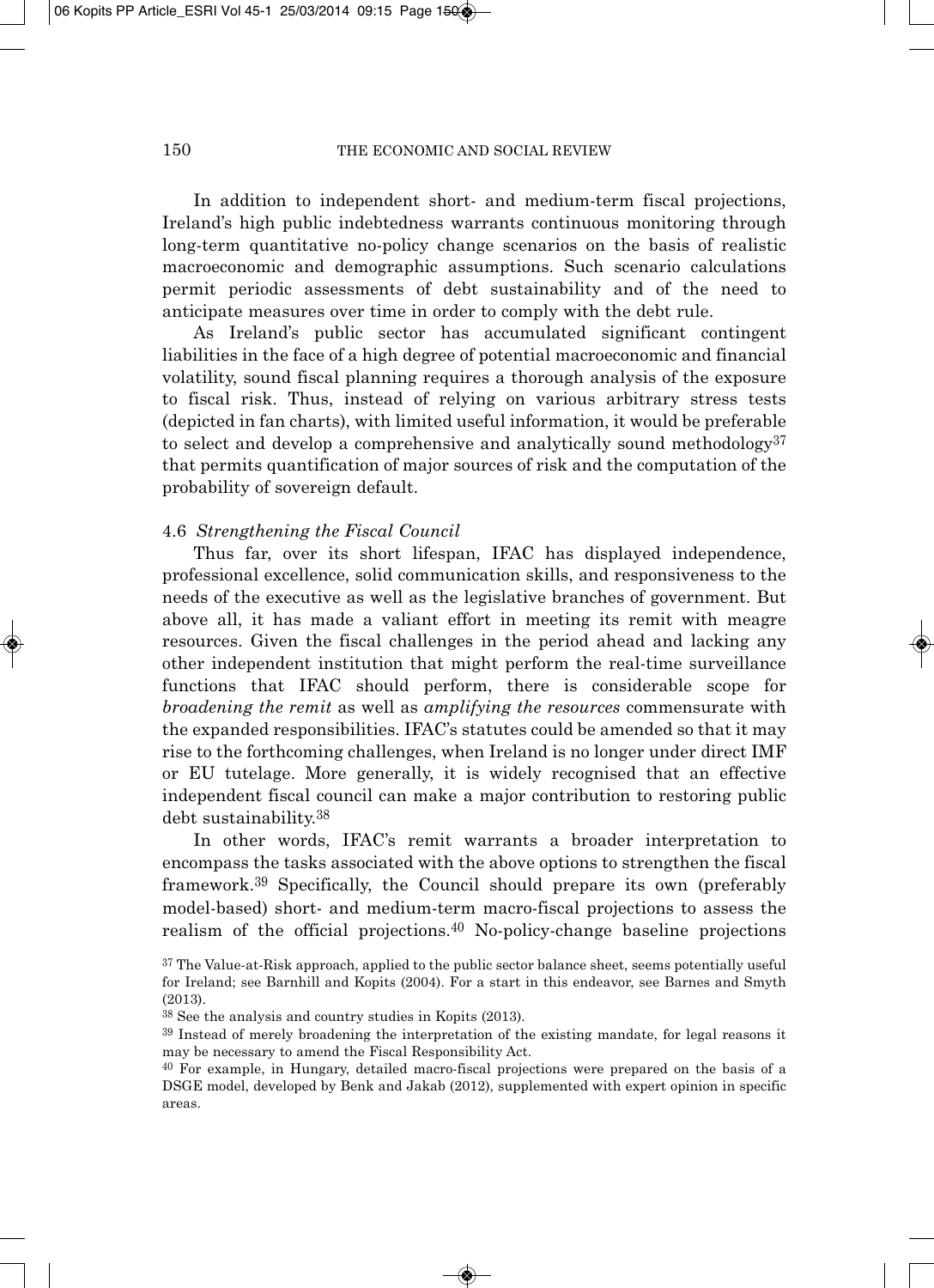In addition to independent short- and medium-term fiscal projections, Ireland's high public indebtedness warrants continuous monitoring through long-term quantitative no-policy change scenarios on the basis of realistic macroeconomic and demographic assumptions. Such scenario calculations permit periodic assessments of debt sustainability and of the need to anticipate measures over time in order to comply with the debt rule.

As Ireland's public sector has accumulated significant contingent liabilities in the face of a high degree of potential macroeconomic and financial volatility, sound fiscal planning requires a thorough analysis of the exposure to fiscal risk. Thus, instead of relying on various arbitrary stress tests (depicted in fan charts), with limited useful information, it would be preferable to select and develop a comprehensive and analytically sound methodology[37] that permits quantification of major sources of risk and the computation of the probability of sovereign default.

### 4.6 *Strengthening the Fiscal Council*

Thus far, over its short lifespan, IFAC has displayed independence, professional excellence, solid communication skills, and responsiveness to the needs of the executive as well as the legislative branches of government. But above all, it has made a valiant effort in meeting its remit with meagre resources. Given the fiscal challenges in the period ahead and lacking any other independent institution that might perform the real-time surveillance functions that IFAC should perform, there is considerable scope for *broadening the remit* as well as *amplifying the resources* commensurate with the expanded responsibilities. IFAC's statutes could be amended so that it may rise to the forthcoming challenges, when Ireland is no longer under direct IMF or EU tutelage. More generally, it is widely recognised that an effective independent fiscal council can make a major contribution to restoring public debt sustainability.[38]

In other words, IFAC's remit warrants a broader interpretation to encompass the tasks associated with the above options to strengthen the fiscal framework.[39] Specifically, the Council should prepare its own (preferably model-based) short- and medium-term macro-fiscal projections to assess the realism of the official projections.[40] No-policy-change baseline projections

---

[37] The Value-at-Risk approach, applied to the public sector balance sheet, seems potentially useful for Ireland; see Barnhill and Kopits (2004). For a start in this endeavor, see Barnes and Smyth (2013).

[38] See the analysis and country studies in Kopits (2013).

[39] Instead of merely broadening the interpretation of the existing mandate, for legal reasons it may be necessary to amend the Fiscal Responsibility Act.

[40] For example, in Hungary, detailed macro-fiscal projections were prepared on the basis of a DSGE model, developed by Benk and Jakab (2012), supplemented with expert opinion in specific areas.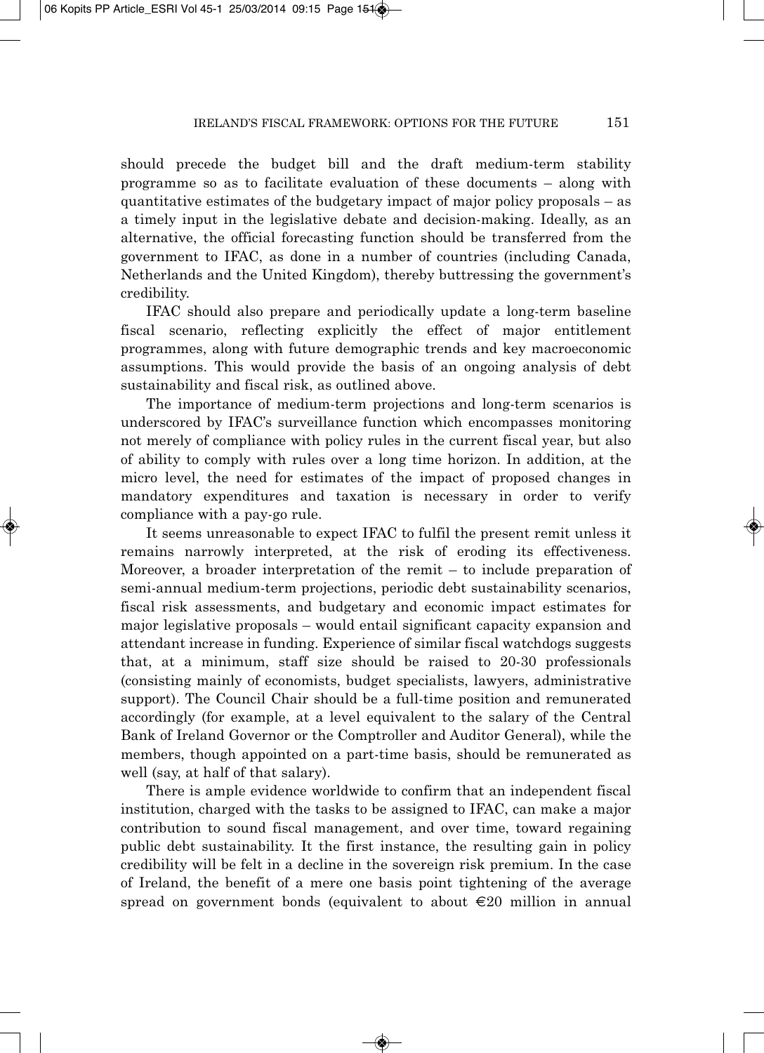should precede the budget bill and the draft medium-term stability programme so as to facilitate evaluation of these documents – along with quantitative estimates of the budgetary impact of major policy proposals – as a timely input in the legislative debate and decision-making. Ideally, as an alternative, the official forecasting function should be transferred from the government to IFAC, as done in a number of countries (including Canada, Netherlands and the United Kingdom), thereby buttressing the government's credibility.

IFAC should also prepare and periodically update a long-term baseline fiscal scenario, reflecting explicitly the effect of major entitlement programmes, along with future demographic trends and key macroeconomic assumptions. This would provide the basis of an ongoing analysis of debt sustainability and fiscal risk, as outlined above.

The importance of medium-term projections and long-term scenarios is underscored by IFAC's surveillance function which encompasses monitoring not merely of compliance with policy rules in the current fiscal year, but also of ability to comply with rules over a long time horizon. In addition, at the micro level, the need for estimates of the impact of proposed changes in mandatory expenditures and taxation is necessary in order to verify compliance with a pay-go rule.

It seems unreasonable to expect IFAC to fulfil the present remit unless it remains narrowly interpreted, at the risk of eroding its effectiveness. Moreover, a broader interpretation of the remit – to include preparation of semi-annual medium-term projections, periodic debt sustainability scenarios, fiscal risk assessments, and budgetary and economic impact estimates for major legislative proposals – would entail significant capacity expansion and attendant increase in funding. Experience of similar fiscal watchdogs suggests that, at a minimum, staff size should be raised to 20-30 professionals (consisting mainly of economists, budget specialists, lawyers, administrative support). The Council Chair should be a full-time position and remunerated accordingly (for example, at a level equivalent to the salary of the Central Bank of Ireland Governor or the Comptroller and Auditor General), while the members, though appointed on a part-time basis, should be remunerated as well (say, at half of that salary).

There is ample evidence worldwide to confirm that an independent fiscal institution, charged with the tasks to be assigned to IFAC, can make a major contribution to sound fiscal management, and over time, toward regaining public debt sustainability. It the first instance, the resulting gain in policy credibility will be felt in a decline in the sovereign risk premium. In the case of Ireland, the benefit of a mere one basis point tightening of the average spread on government bonds (equivalent to about €20 million in annual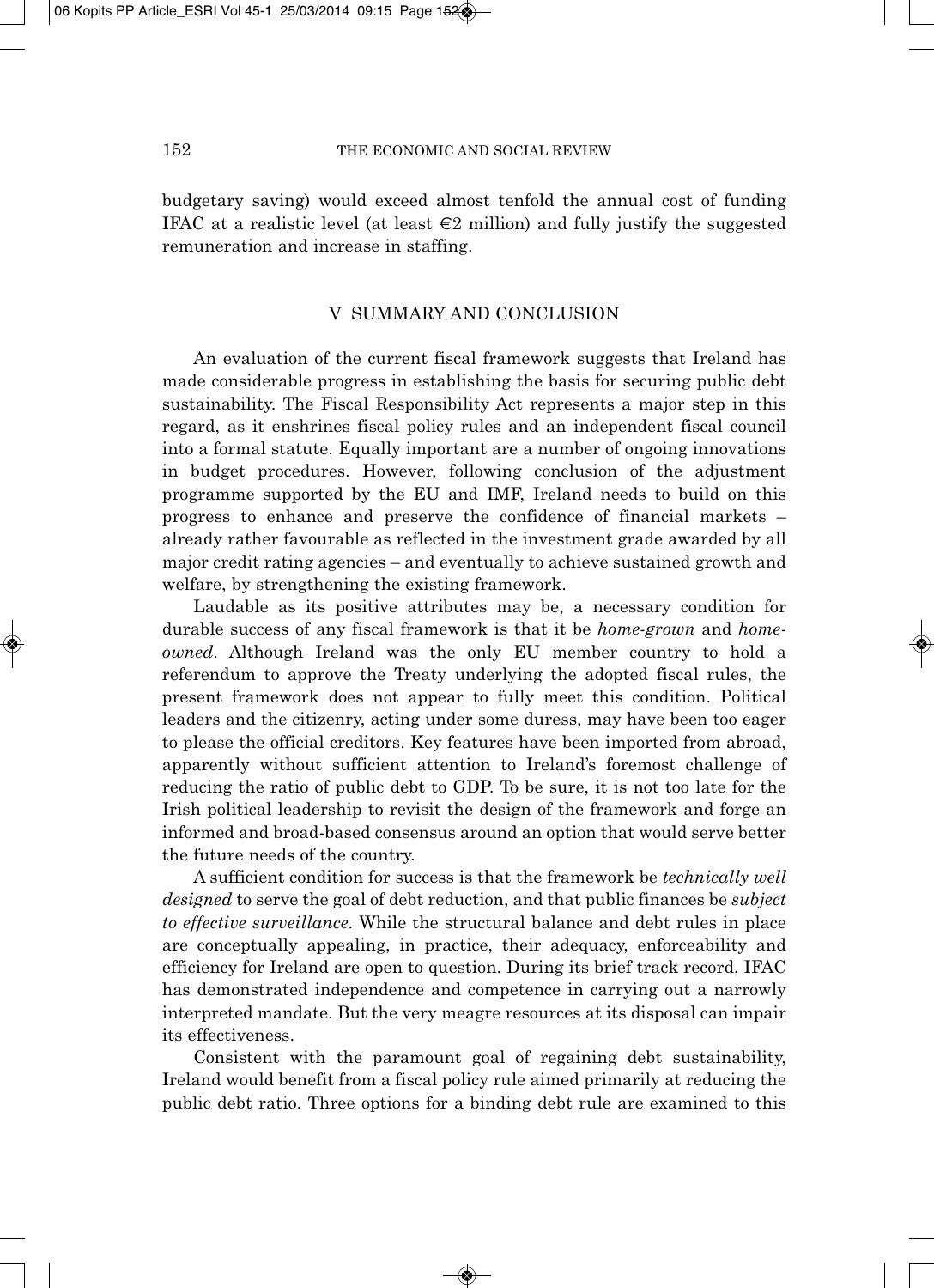budgetary saving) would exceed almost tenfold the annual cost of funding IFAC at a realistic level (at least €2 million) and fully justify the suggested remuneration and increase in staffing.

## V SUMMARY AND CONCLUSION

An evaluation of the current fiscal framework suggests that Ireland has made considerable progress in establishing the basis for securing public debt sustainability. The Fiscal Responsibility Act represents a major step in this regard, as it enshrines fiscal policy rules and an independent fiscal council into a formal statute. Equally important are a number of ongoing innovations in budget procedures. However, following conclusion of the adjustment programme supported by the EU and IMF, Ireland needs to build on this progress to enhance and preserve the confidence of financial markets – already rather favourable as reflected in the investment grade awarded by all major credit rating agencies – and eventually to achieve sustained growth and welfare, by strengthening the existing framework.

Laudable as its positive attributes may be, a necessary condition for durable success of any fiscal framework is that it be *home-grown* and *home-owned*. Although Ireland was the only EU member country to hold a referendum to approve the Treaty underlying the adopted fiscal rules, the present framework does not appear to fully meet this condition. Political leaders and the citizenry, acting under some duress, may have been too eager to please the official creditors. Key features have been imported from abroad, apparently without sufficient attention to Ireland's foremost challenge of reducing the ratio of public debt to GDP. To be sure, it is not too late for the Irish political leadership to revisit the design of the framework and forge an informed and broad-based consensus around an option that would serve better the future needs of the country.

A sufficient condition for success is that the framework be *technically well designed* to serve the goal of debt reduction, and that public finances be *subject to effective surveillance*. While the structural balance and debt rules in place are conceptually appealing, in practice, their adequacy, enforceability and efficiency for Ireland are open to question. During its brief track record, IFAC has demonstrated independence and competence in carrying out a narrowly interpreted mandate. But the very meagre resources at its disposal can impair its effectiveness.

Consistent with the paramount goal of regaining debt sustainability, Ireland would benefit from a fiscal policy rule aimed primarily at reducing the public debt ratio. Three options for a binding debt rule are examined to this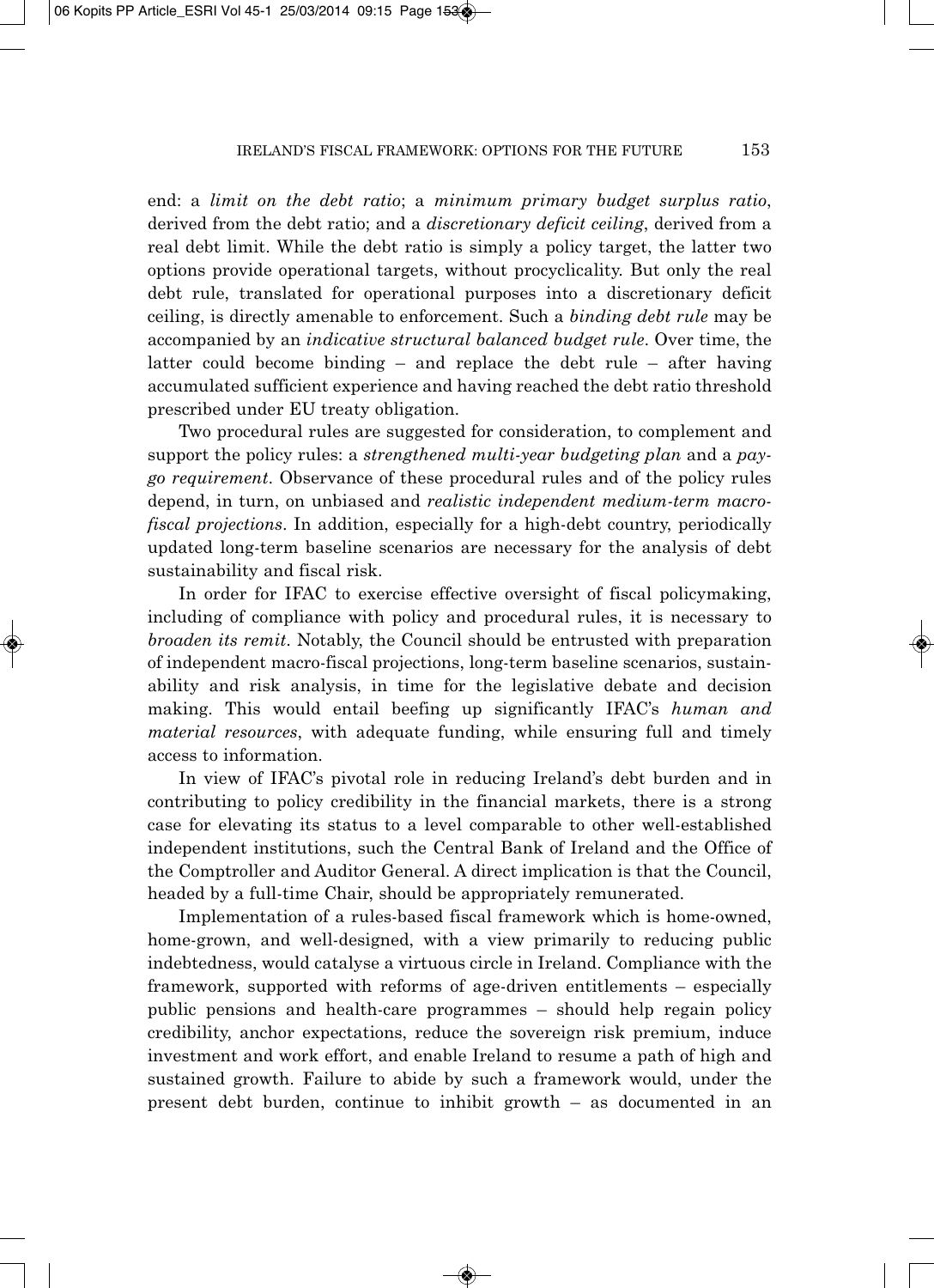end: a *limit on the debt ratio*; a *minimum primary budget surplus ratio*, derived from the debt ratio; and a *discretionary deficit ceiling*, derived from a real debt limit. While the debt ratio is simply a policy target, the latter two options provide operational targets, without procyclicality. But only the real debt rule, translated for operational purposes into a discretionary deficit ceiling, is directly amenable to enforcement. Such a *binding debt rule* may be accompanied by an *indicative structural balanced budget rule*. Over time, the latter could become binding – and replace the debt rule – after having accumulated sufficient experience and having reached the debt ratio threshold prescribed under EU treaty obligation.

Two procedural rules are suggested for consideration, to complement and support the policy rules: a *strengthened multi-year budgeting plan* and a *pay-go requirement*. Observance of these procedural rules and of the policy rules depend, in turn, on unbiased and *realistic independent medium-term macro-fiscal projections*. In addition, especially for a high-debt country, periodically updated long-term baseline scenarios are necessary for the analysis of debt sustainability and fiscal risk.

In order for IFAC to exercise effective oversight of fiscal policymaking, including of compliance with policy and procedural rules, it is necessary to *broaden its remit*. Notably, the Council should be entrusted with preparation of independent macro-fiscal projections, long-term baseline scenarios, sustainability and risk analysis, in time for the legislative debate and decision making. This would entail beefing up significantly IFAC's *human and material resources*, with adequate funding, while ensuring full and timely access to information.

In view of IFAC's pivotal role in reducing Ireland's debt burden and in contributing to policy credibility in the financial markets, there is a strong case for elevating its status to a level comparable to other well-established independent institutions, such the Central Bank of Ireland and the Office of the Comptroller and Auditor General. A direct implication is that the Council, headed by a full-time Chair, should be appropriately remunerated.

Implementation of a rules-based fiscal framework which is home-owned, home-grown, and well-designed, with a view primarily to reducing public indebtedness, would catalyse a virtuous circle in Ireland. Compliance with the framework, supported with reforms of age-driven entitlements – especially public pensions and health-care programmes – should help regain policy credibility, anchor expectations, reduce the sovereign risk premium, induce investment and work effort, and enable Ireland to resume a path of high and sustained growth. Failure to abide by such a framework would, under the present debt burden, continue to inhibit growth – as documented in an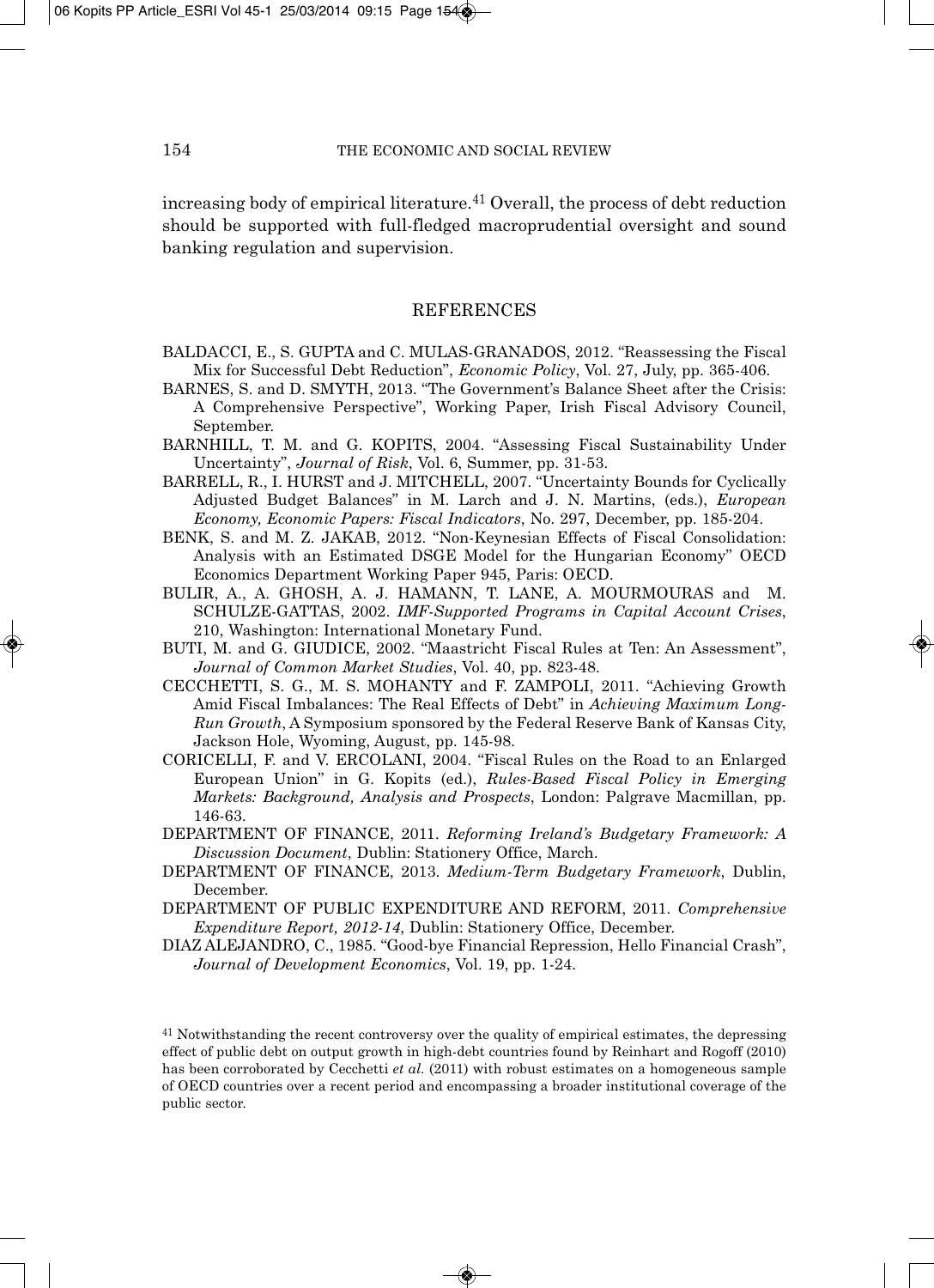increasing body of empirical literature.[41] Overall, the process of debt reduction should be supported with full-fledged macroprudential oversight and sound banking regulation and supervision.

## REFERENCES

BALDACCI, E., S. GUPTA and C. MULAS-GRANADOS, 2012. "Reassessing the Fiscal Mix for Successful Debt Reduction", *Economic Policy*, Vol. 27, July, pp. 365-406.

BARNES, S. and D. SMYTH, 2013. "The Government's Balance Sheet after the Crisis: A Comprehensive Perspective", Working Paper, Irish Fiscal Advisory Council, September.

BARNHILL, T. M. and G. KOPITS, 2004. "Assessing Fiscal Sustainability Under Uncertainty", *Journal of Risk*, Vol. 6, Summer, pp. 31-53.

BARRELL, R., I. HURST and J. MITCHELL, 2007. "Uncertainty Bounds for Cyclically Adjusted Budget Balances" in M. Larch and J. N. Martins, (eds.), *European Economy, Economic Papers: Fiscal Indicators*, No. 297, December, pp. 185-204.

BENK, S. and M. Z. JAKAB, 2012. "Non-Keynesian Effects of Fiscal Consolidation: Analysis with an Estimated DSGE Model for the Hungarian Economy" OECD Economics Department Working Paper 945, Paris: OECD.

BULIR, A., A. GHOSH, A. J. HAMANN, T. LANE, A. MOURMOURAS and M. SCHULZE-GATTAS, 2002. *IMF-Supported Programs in Capital Account Crises*, 210, Washington: International Monetary Fund.

BUTI, M. and G. GIUDICE, 2002. "Maastricht Fiscal Rules at Ten: An Assessment", *Journal of Common Market Studies*, Vol. 40, pp. 823-48.

CECCHETTI, S. G., M. S. MOHANTY and F. ZAMPOLI, 2011. "Achieving Growth Amid Fiscal Imbalances: The Real Effects of Debt" in *Achieving Maximum Long-Run Growth*, A Symposium sponsored by the Federal Reserve Bank of Kansas City, Jackson Hole, Wyoming, August, pp. 145-98.

CORICELLI, F. and V. ERCOLANI, 2004. "Fiscal Rules on the Road to an Enlarged European Union" in G. Kopits (ed.), *Rules-Based Fiscal Policy in Emerging Markets: Background, Analysis and Prospects*, London: Palgrave Macmillan, pp. 146-63.

DEPARTMENT OF FINANCE, 2011. *Reforming Ireland's Budgetary Framework: A Discussion Document*, Dublin: Stationery Office, March.

DEPARTMENT OF FINANCE, 2013. *Medium-Term Budgetary Framework*, Dublin, December.

DEPARTMENT OF PUBLIC EXPENDITURE AND REFORM, 2011. *Comprehensive Expenditure Report, 2012-14*, Dublin: Stationery Office, December.

DIAZ ALEJANDRO, C., 1985. "Good-bye Financial Repression, Hello Financial Crash", *Journal of Development Economics*, Vol. 19, pp. 1-24.

[41] Notwithstanding the recent controversy over the quality of empirical estimates, the depressing effect of public debt on output growth in high-debt countries found by Reinhart and Rogoff (2010) has been corroborated by Cecchetti *et al.* (2011) with robust estimates on a homogeneous sample of OECD countries over a recent period and encompassing a broader institutional coverage of the public sector.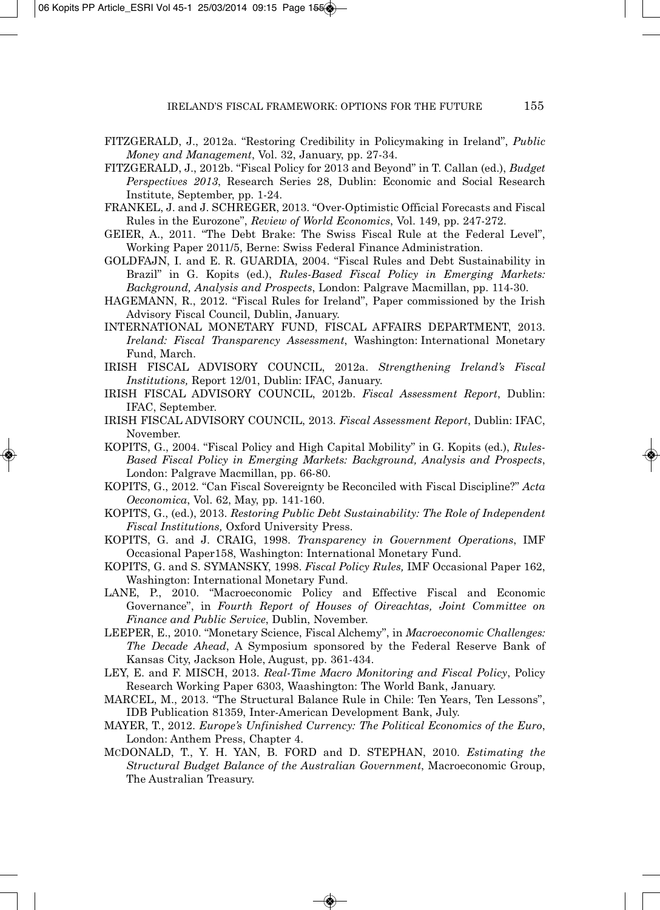FITZGERALD, J., 2012a. "Restoring Credibility in Policymaking in Ireland", *Public Money and Management*, Vol. 32, January, pp. 27-34.

FITZGERALD, J., 2012b. "Fiscal Policy for 2013 and Beyond" in T. Callan (ed.), *Budget Perspectives 2013*, Research Series 28, Dublin: Economic and Social Research Institute, September, pp. 1-24.

FRANKEL, J. and J. SCHREGER, 2013. "Over-Optimistic Official Forecasts and Fiscal Rules in the Eurozone", *Review of World Economics*, Vol. 149, pp. 247-272.

GEIER, A., 2011. "The Debt Brake: The Swiss Fiscal Rule at the Federal Level", Working Paper 2011/5, Berne: Swiss Federal Finance Administration.

GOLDFAJN, I. and E. R. GUARDIA, 2004. "Fiscal Rules and Debt Sustainability in Brazil" in G. Kopits (ed.), *Rules-Based Fiscal Policy in Emerging Markets: Background, Analysis and Prospects*, London: Palgrave Macmillan, pp. 114-30.

HAGEMANN, R., 2012. "Fiscal Rules for Ireland", Paper commissioned by the Irish Advisory Fiscal Council, Dublin, January.

INTERNATIONAL MONETARY FUND, FISCAL AFFAIRS DEPARTMENT, 2013. *Ireland: Fiscal Transparency Assessment*, Washington: International Monetary Fund, March.

IRISH FISCAL ADVISORY COUNCIL, 2012a. *Strengthening Ireland's Fiscal Institutions,* Report 12/01, Dublin: IFAC, January.

IRISH FISCAL ADVISORY COUNCIL, 2012b. *Fiscal Assessment Report*, Dublin: IFAC, September.

IRISH FISCAL ADVISORY COUNCIL, 2013. *Fiscal Assessment Report*, Dublin: IFAC, November.

KOPITS, G., 2004. "Fiscal Policy and High Capital Mobility" in G. Kopits (ed.), *Rules-Based Fiscal Policy in Emerging Markets: Background, Analysis and Prospects*, London: Palgrave Macmillan, pp. 66-80.

KOPITS, G., 2012. "Can Fiscal Sovereignty be Reconciled with Fiscal Discipline?" *Acta Oeconomica*, Vol. 62, May, pp. 141-160.

KOPITS, G., (ed.), 2013. *Restoring Public Debt Sustainability: The Role of Independent Fiscal Institutions,* Oxford University Press.

KOPITS, G. and J. CRAIG, 1998. *Transparency in Government Operations*, IMF Occasional Paper158, Washington: International Monetary Fund.

KOPITS, G. and S. SYMANSKY, 1998. *Fiscal Policy Rules,* IMF Occasional Paper 162, Washington: International Monetary Fund.

LANE, P., 2010. "Macroeconomic Policy and Effective Fiscal and Economic Governance", in *Fourth Report of Houses of Oireachtas, Joint Committee on Finance and Public Service*, Dublin, November.

LEEPER, E., 2010. "Monetary Science, Fiscal Alchemy", in *Macroeconomic Challenges: The Decade Ahead*, A Symposium sponsored by the Federal Reserve Bank of Kansas City, Jackson Hole, August, pp. 361-434.

LEY, E. and F. MISCH, 2013. *Real-Time Macro Monitoring and Fiscal Policy*, Policy Research Working Paper 6303, Waashington: The World Bank, January.

MARCEL, M., 2013. "The Structural Balance Rule in Chile: Ten Years, Ten Lessons", IDB Publication 81359, Inter-American Development Bank, July.

MAYER, T., 2012. *Europe's Unfinished Currency: The Political Economics of the Euro*, London: Anthem Press, Chapter 4.

MCDONALD, T., Y. H. YAN, B. FORD and D. STEPHAN, 2010. *Estimating the Structural Budget Balance of the Australian Government*, Macroeconomic Group, The Australian Treasury.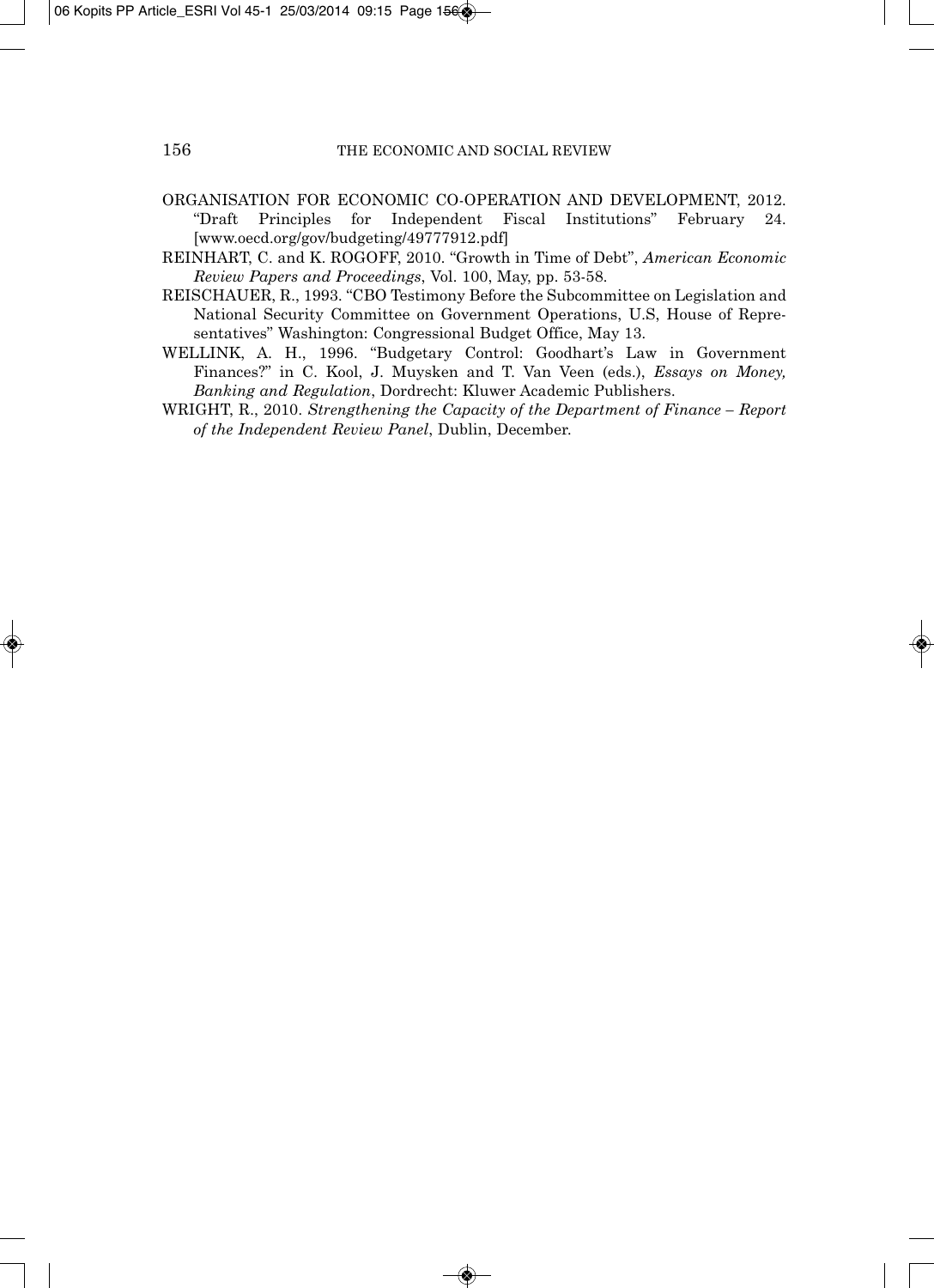ORGANISATION FOR ECONOMIC CO-OPERATION AND DEVELOPMENT, 2012. "Draft Principles for Independent Fiscal Institutions" February 24. [www.oecd.org/gov/budgeting/49777912.pdf]

REINHART, C. and K. ROGOFF, 2010. "Growth in Time of Debt", *American Economic Review Papers and Proceedings*, Vol. 100, May, pp. 53-58.

REISCHAUER, R., 1993. "CBO Testimony Before the Subcommittee on Legislation and National Security Committee on Government Operations, U.S, House of Representatives" Washington: Congressional Budget Office, May 13.

WELLINK, A. H., 1996. "Budgetary Control: Goodhart's Law in Government Finances?" in C. Kool, J. Muysken and T. Van Veen (eds.), *Essays on Money, Banking and Regulation*, Dordrecht: Kluwer Academic Publishers.

WRIGHT, R., 2010. *Strengthening the Capacity of the Department of Finance – Report of the Independent Review Panel*, Dublin, December.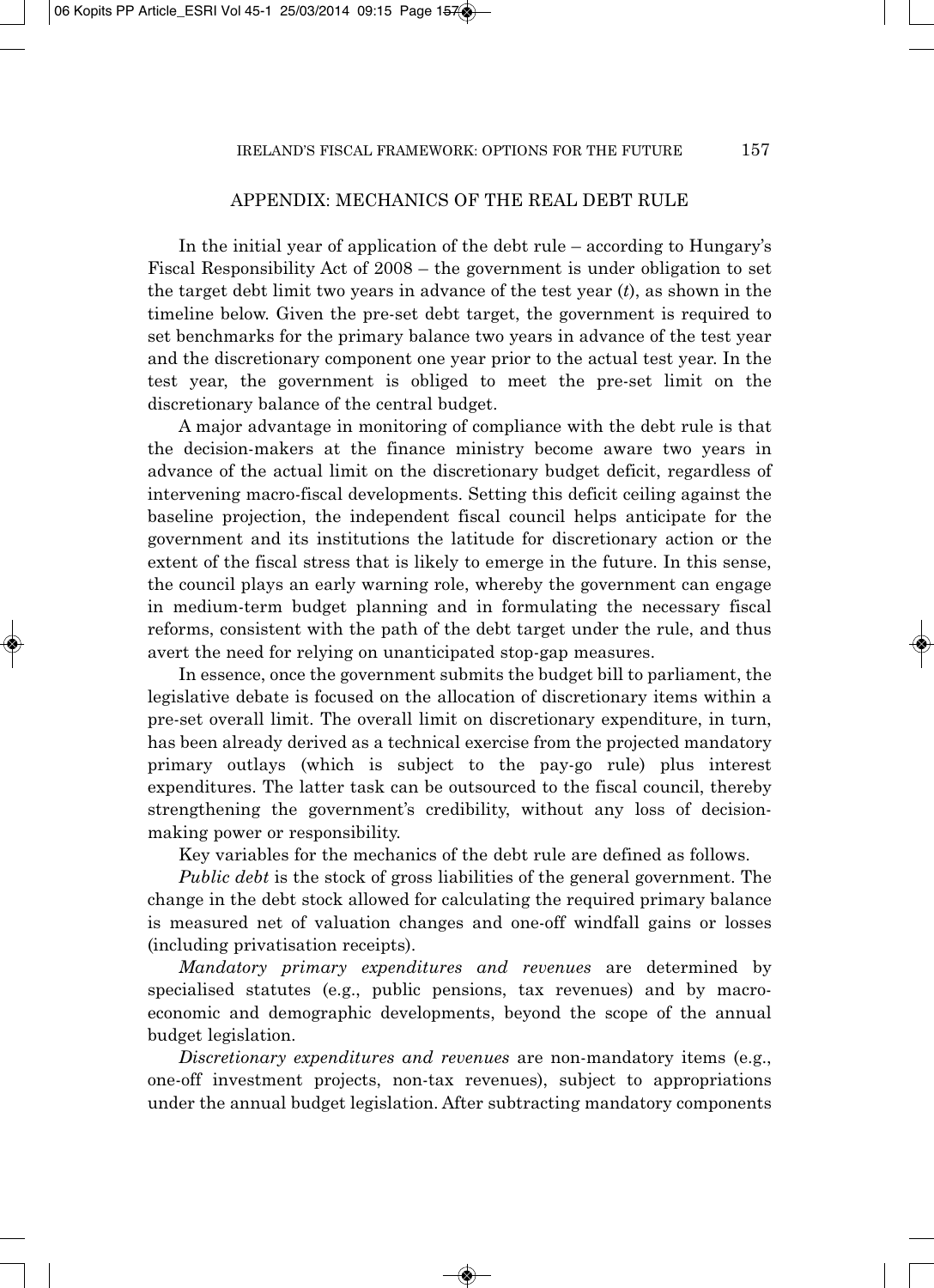## APPENDIX: MECHANICS OF THE REAL DEBT RULE

In the initial year of application of the debt rule – according to Hungary's Fiscal Responsibility Act of 2008 – the government is under obligation to set the target debt limit two years in advance of the test year ($t$), as shown in the timeline below. Given the pre-set debt target, the government is required to set benchmarks for the primary balance two years in advance of the test year and the discretionary component one year prior to the actual test year. In the test year, the government is obliged to meet the pre-set limit on the discretionary balance of the central budget.

A major advantage in monitoring of compliance with the debt rule is that the decision-makers at the finance ministry become aware two years in advance of the actual limit on the discretionary budget deficit, regardless of intervening macro-fiscal developments. Setting this deficit ceiling against the baseline projection, the independent fiscal council helps anticipate for the government and its institutions the latitude for discretionary action or the extent of the fiscal stress that is likely to emerge in the future. In this sense, the council plays an early warning role, whereby the government can engage in medium-term budget planning and in formulating the necessary fiscal reforms, consistent with the path of the debt target under the rule, and thus avert the need for relying on unanticipated stop-gap measures.

In essence, once the government submits the budget bill to parliament, the legislative debate is focused on the allocation of discretionary items within a pre-set overall limit. The overall limit on discretionary expenditure, in turn, has been already derived as a technical exercise from the projected mandatory primary outlays (which is subject to the pay-go rule) plus interest expenditures. The latter task can be outsourced to the fiscal council, thereby strengthening the government's credibility, without any loss of decision-making power or responsibility.

Key variables for the mechanics of the debt rule are defined as follows.

*Public debt* is the stock of gross liabilities of the general government. The change in the debt stock allowed for calculating the required primary balance is measured net of valuation changes and one-off windfall gains or losses (including privatisation receipts).

*Mandatory primary expenditures and revenues* are determined by specialised statutes (e.g., public pensions, tax revenues) and by macro-economic and demographic developments, beyond the scope of the annual budget legislation.

*Discretionary expenditures and revenues* are non-mandatory items (e.g., one-off investment projects, non-tax revenues), subject to appropriations under the annual budget legislation. After subtracting mandatory components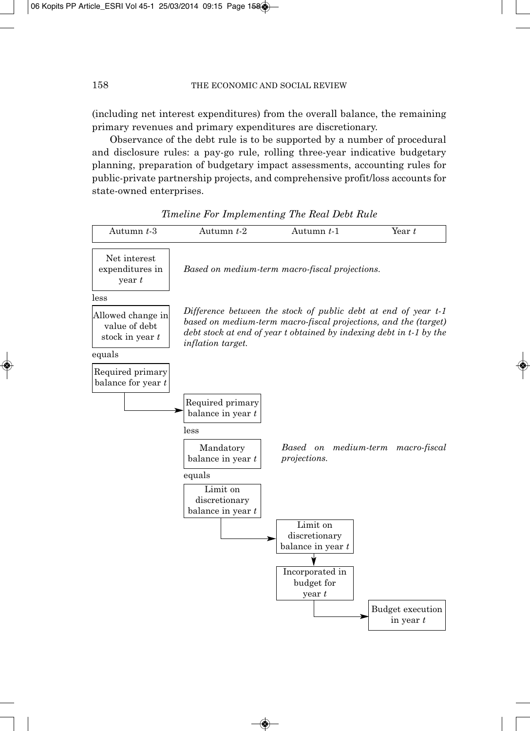(including net interest expenditures) from the overall balance, the remaining primary revenues and primary expenditures are discretionary.

Observance of the debt rule is to be supported by a number of procedural and disclosure rules: a pay-go rule, rolling three-year indicative budgetary planning, preparation of budgetary impact assessments, accounting rules for public-private partnership projects, and comprehensive profit/loss accounts for state-owned enterprises.

*Timeline For Implementing The Real Debt Rule*

Autumn $t$-3

Autumn $t$-2

Autumn $t$-1

Year $t$

Net interest expenditures in year $t$

*Based on medium-term macro-fiscal projections.*

less

Allowed change in value of debt stock in year $t$

*Difference between the stock of public debt at end of year t-1 based on medium-term macro-fiscal projections, and the (target) debt stock at end of year t obtained by indexing debt in t-1 by the inflation target.*

equals

Required primary balance for year $t$

Required primary balance in year $t$

less

Mandatory balance in year $t$

*Based on medium-term macro-fiscal projections.*

equals

Limit on discretionary balance in year $t$

Limit on discretionary balance in year $t$

Incorporated in budget for year $t$

Budget execution in year $t$